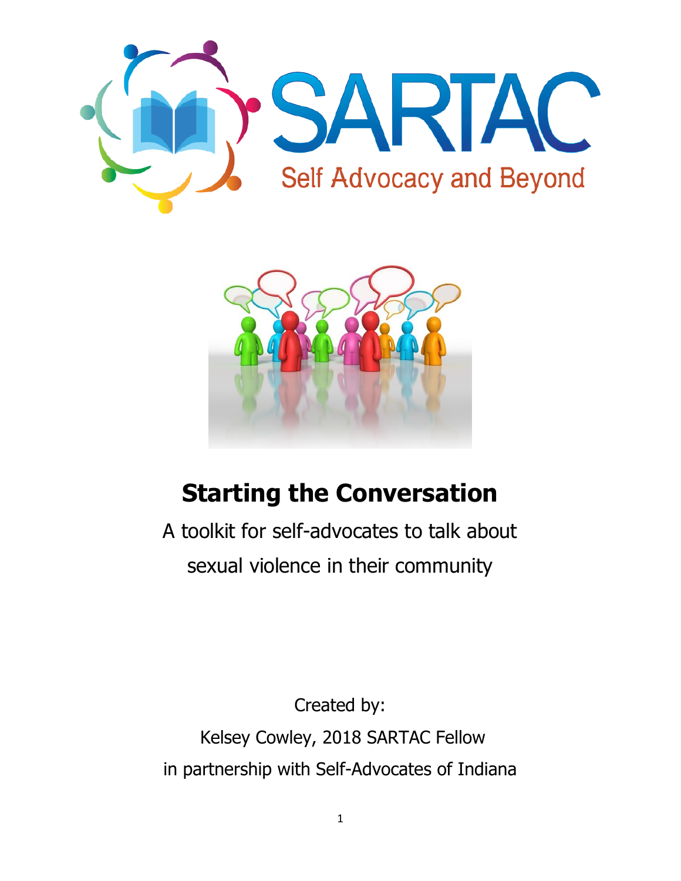SARTAC

Self Advocacy and Beyond

# Starting the Conversation

A toolkit for self-advocates to talk about sexual violence in their community

Created by:

Kelsey Cowley, 2018 SARTAC Fellow

in partnership with Self-Advocates of Indiana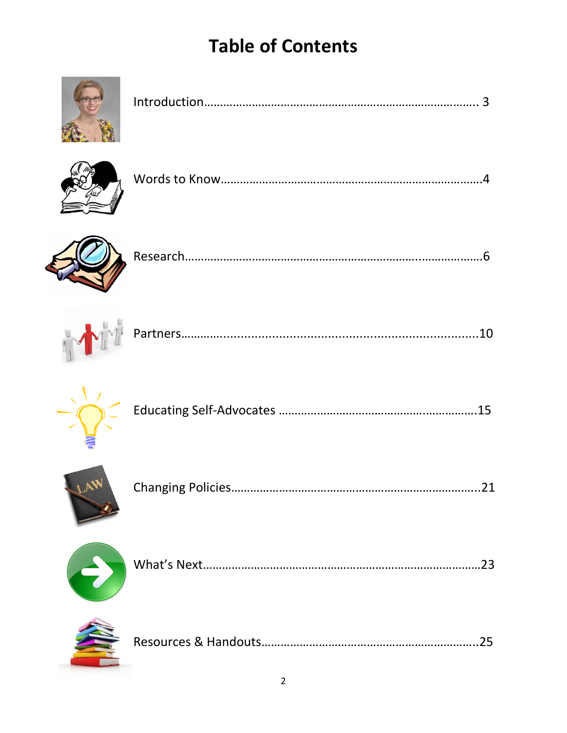# Table of Contents

Introduction........................................................................................ 3

Words to Know.......................................................................................4

Research..................................................................................................6

Partners..................................................................................................10

Educating Self-Advocates ......................................................................15

Changing Policies....................................................................................21

What's Next.............................................................................................23

Resources & Handouts............................................................................25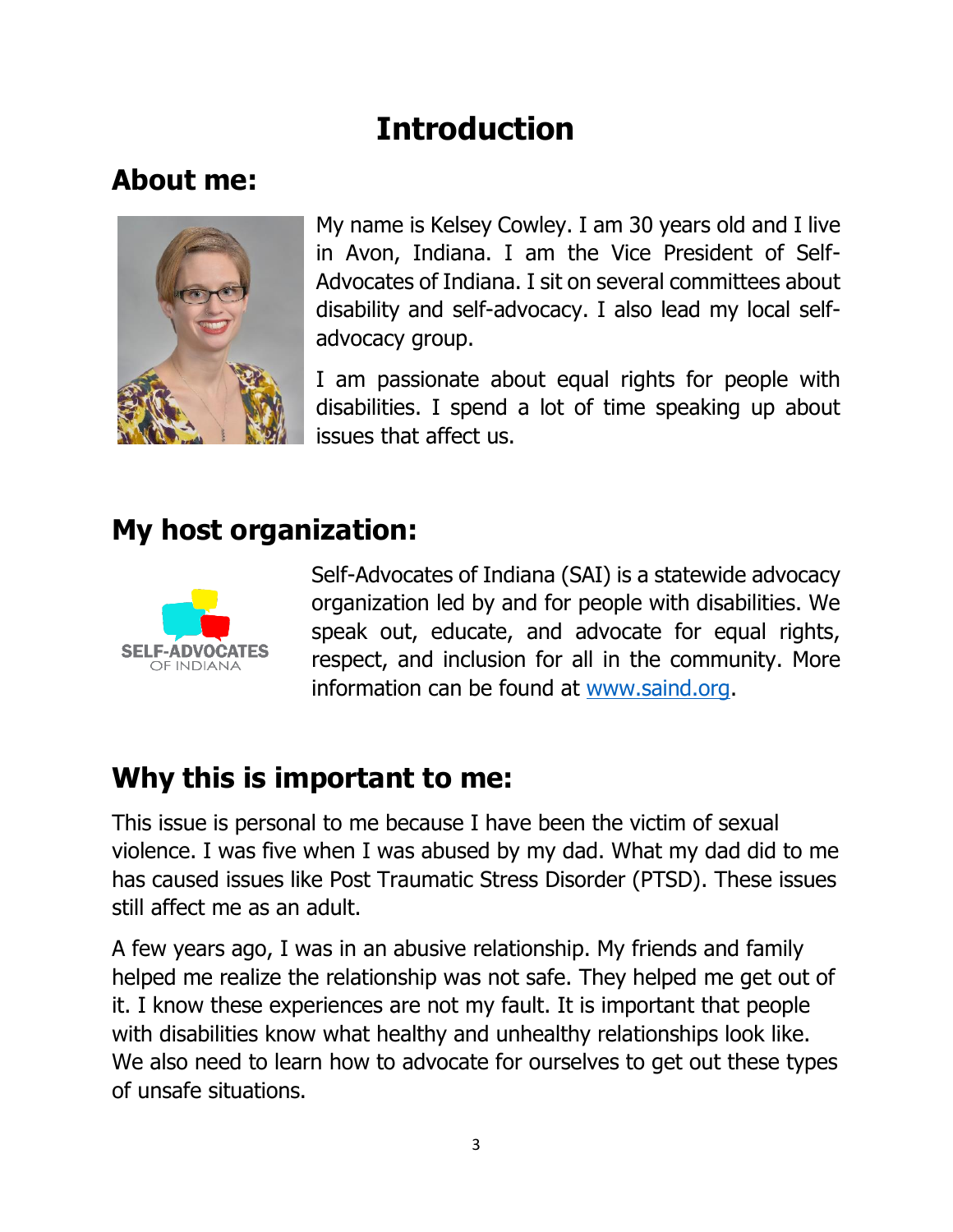# Introduction

## About me:

My name is Kelsey Cowley. I am 30 years old and I live in Avon, Indiana. I am the Vice President of Self-Advocates of Indiana. I sit on several committees about disability and self-advocacy. I also lead my local self-advocacy group.

I am passionate about equal rights for people with disabilities. I spend a lot of time speaking up about issues that affect us.

## My host organization:

Self-Advocates of Indiana (SAI) is a statewide advocacy organization led by and for people with disabilities. We speak out, educate, and advocate for equal rights, respect, and inclusion for all in the community. More information can be found at [www.saind.org](http://www.saind.org).

## Why this is important to me:

This issue is personal to me because I have been the victim of sexual violence. I was five when I was abused by my dad. What my dad did to me has caused issues like Post Traumatic Stress Disorder (PTSD). These issues still affect me as an adult.

A few years ago, I was in an abusive relationship. My friends and family helped me realize the relationship was not safe. They helped me get out of it. I know these experiences are not my fault. It is important that people with disabilities know what healthy and unhealthy relationships look like. We also need to learn how to advocate for ourselves to get out these types of unsafe situations.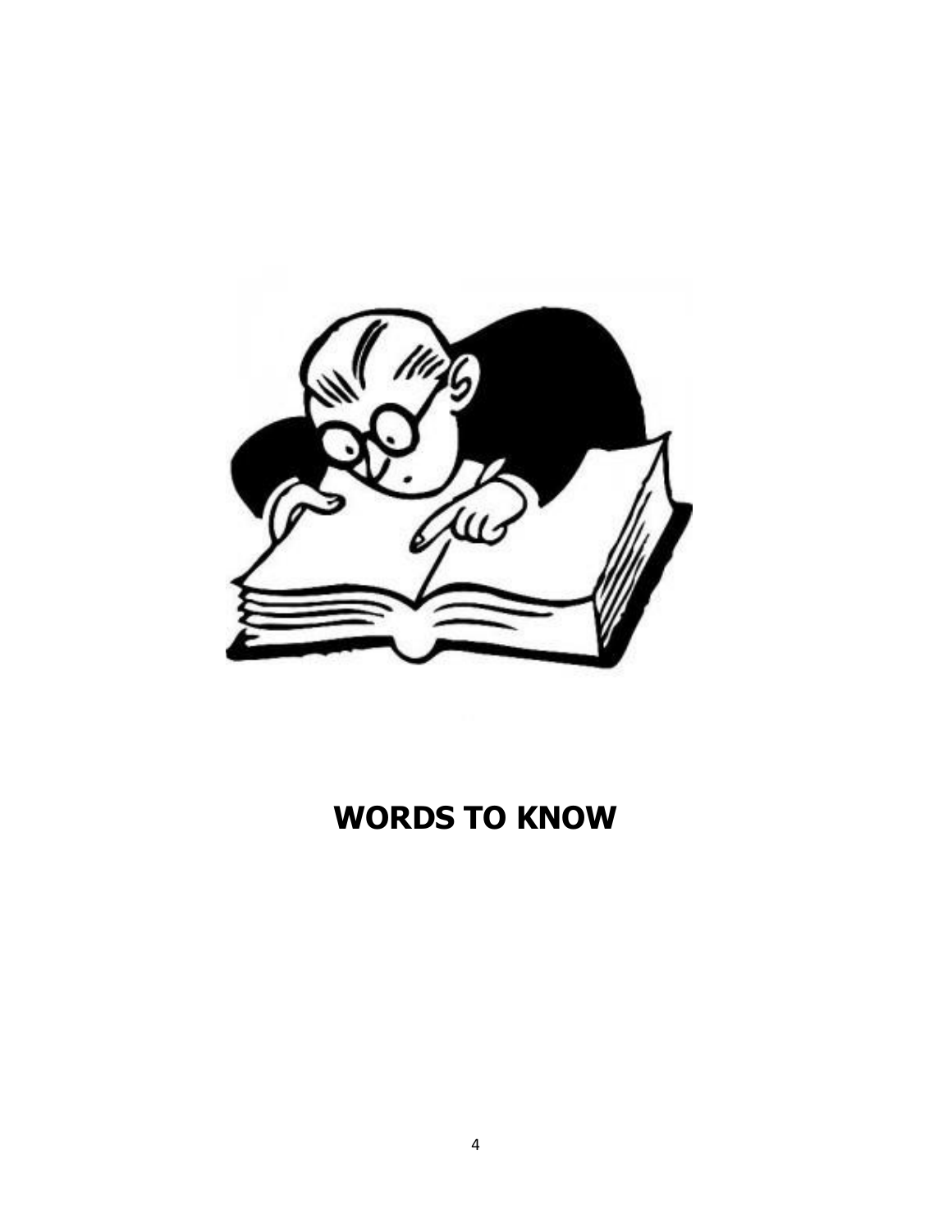# WORDS TO KNOW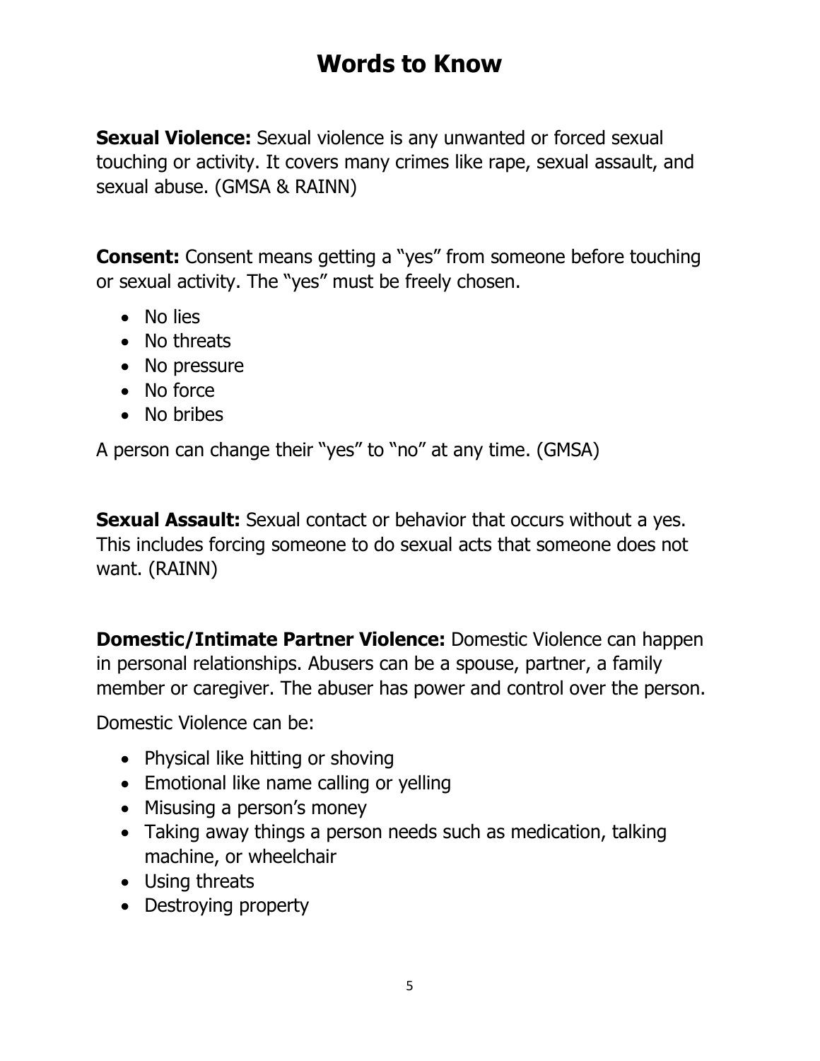# Words to Know

**Sexual Violence:** Sexual violence is any unwanted or forced sexual touching or activity. It covers many crimes like rape, sexual assault, and sexual abuse. (GMSA & RAINN)

**Consent:** Consent means getting a "yes" from someone before touching or sexual activity. The "yes" must be freely chosen.

- No lies
- No threats
- No pressure
- No force
- No bribes

A person can change their "yes" to "no" at any time. (GMSA)

**Sexual Assault:** Sexual contact or behavior that occurs without a yes. This includes forcing someone to do sexual acts that someone does not want. (RAINN)

**Domestic/Intimate Partner Violence:** Domestic Violence can happen in personal relationships. Abusers can be a spouse, partner, a family member or caregiver. The abuser has power and control over the person.

Domestic Violence can be:

- Physical like hitting or shoving
- Emotional like name calling or yelling
- Misusing a person's money
- Taking away things a person needs such as medication, talking machine, or wheelchair
- Using threats
- Destroying property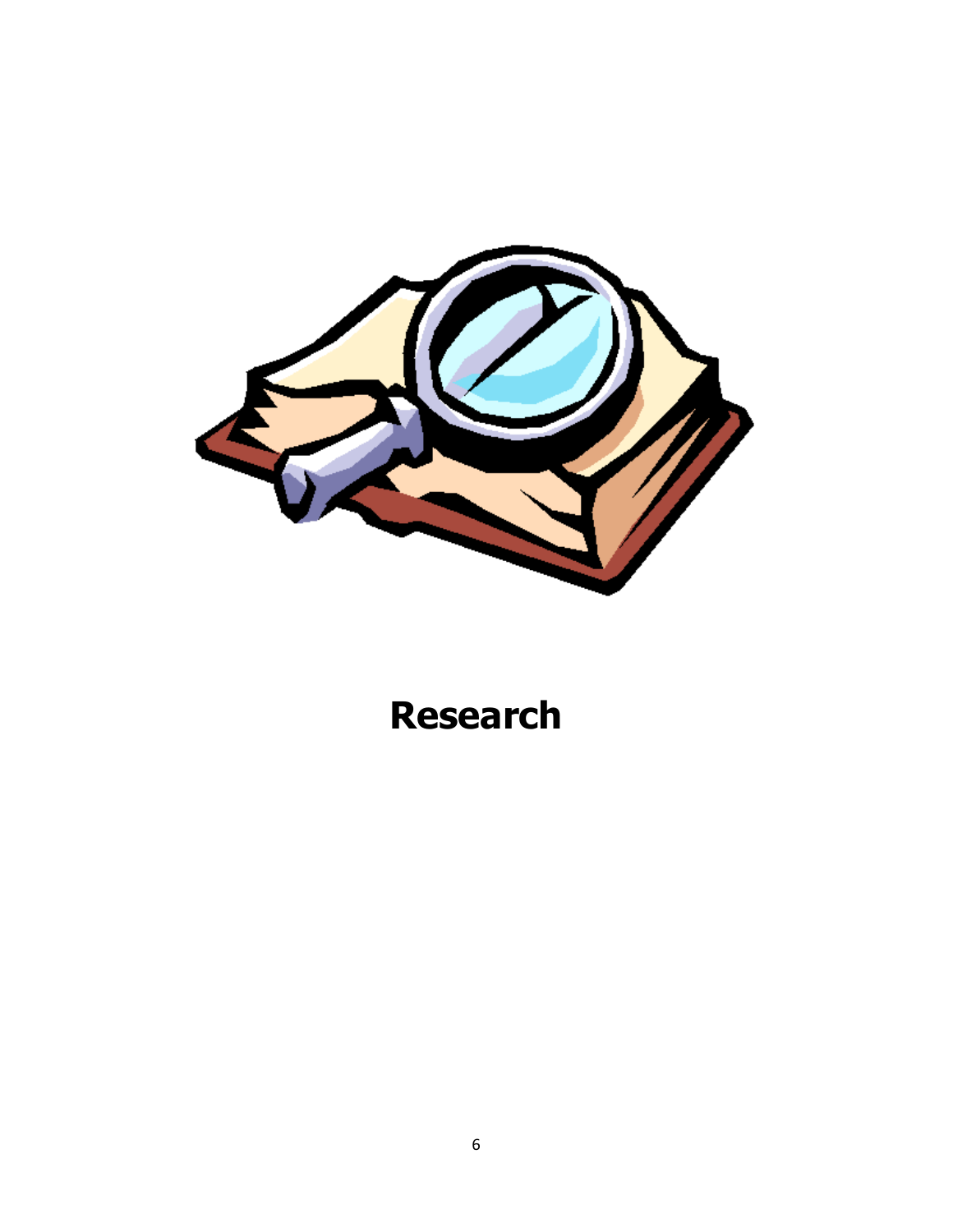# Research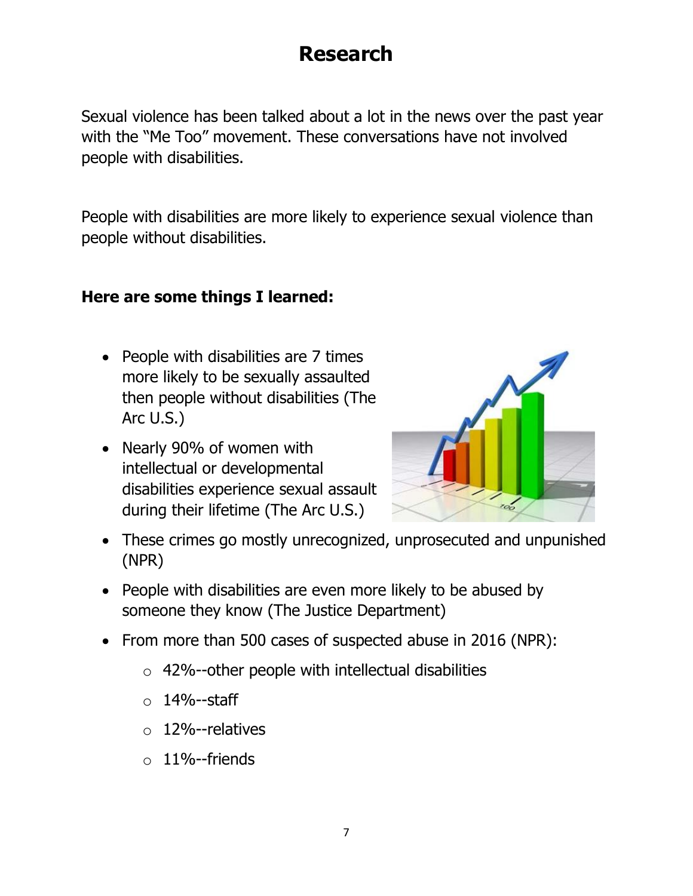# Research

Sexual violence has been talked about a lot in the news over the past year with the "Me Too" movement. These conversations have not involved people with disabilities.

People with disabilities are more likely to experience sexual violence than people without disabilities.

**Here are some things I learned:**

- People with disabilities are 7 times more likely to be sexually assaulted then people without disabilities (The Arc U.S.)
- Nearly 90% of women with intellectual or developmental disabilities experience sexual assault during their lifetime (The Arc U.S.)
- These crimes go mostly unrecognized, unprosecuted and unpunished (NPR)
- People with disabilities are even more likely to be abused by someone they know (The Justice Department)
- From more than 500 cases of suspected abuse in 2016 (NPR):
  - 42%--other people with intellectual disabilities
  - 14%--staff
  - 12%--relatives
  - 11%--friends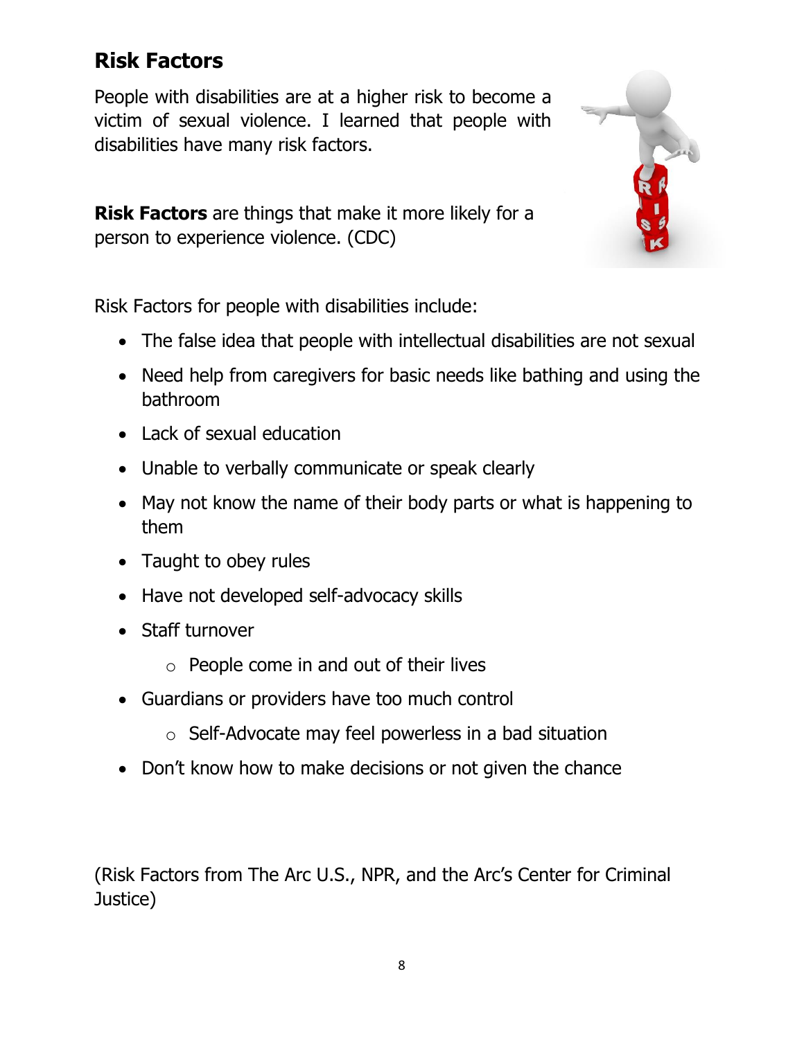## Risk Factors

People with disabilities are at a higher risk to become a victim of sexual violence. I learned that people with disabilities have many risk factors.

**Risk Factors** are things that make it more likely for a person to experience violence. (CDC)

Risk Factors for people with disabilities include:

- The false idea that people with intellectual disabilities are not sexual
- Need help from caregivers for basic needs like bathing and using the bathroom
- Lack of sexual education
- Unable to verbally communicate or speak clearly
- May not know the name of their body parts or what is happening to them
- Taught to obey rules
- Have not developed self-advocacy skills
- Staff turnover
  - People come in and out of their lives
- Guardians or providers have too much control
  - Self-Advocate may feel powerless in a bad situation
- Don't know how to make decisions or not given the chance

(Risk Factors from The Arc U.S., NPR, and the Arc's Center for Criminal Justice)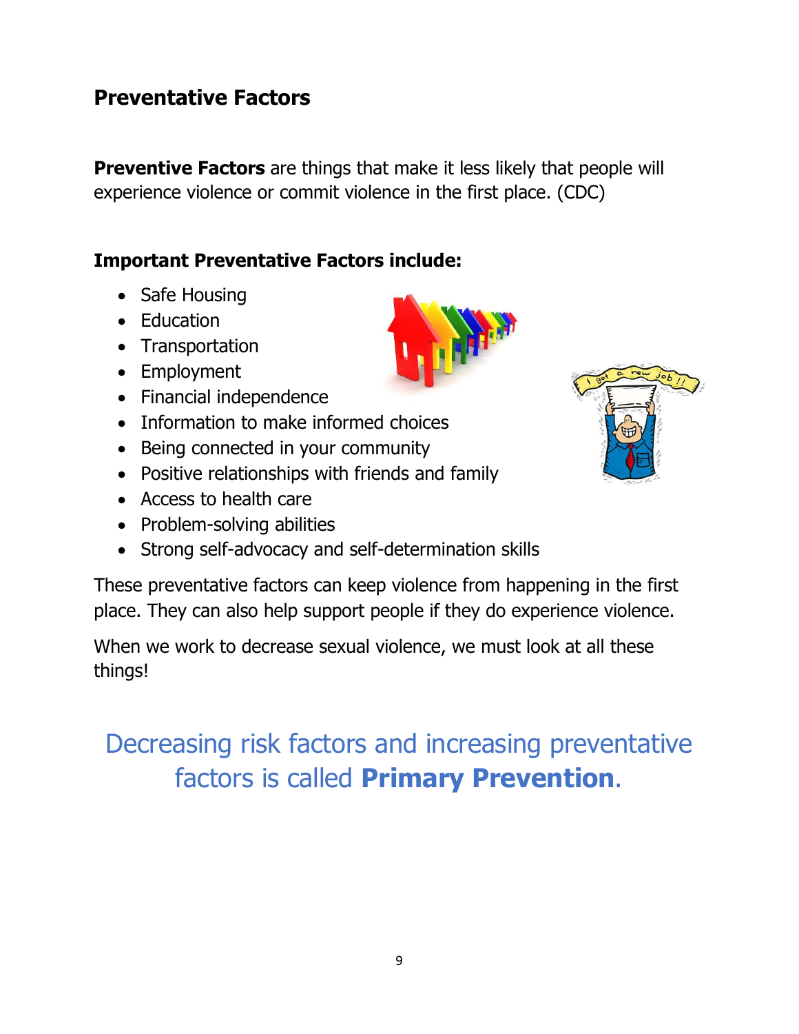## Preventative Factors

**Preventive Factors** are things that make it less likely that people will experience violence or commit violence in the first place. (CDC)

### Important Preventative Factors include:

- Safe Housing
- Education
- Transportation
- Employment
- Financial independence
- Information to make informed choices
- Being connected in your community
- Positive relationships with friends and family
- Access to health care
- Problem-solving abilities
- Strong self-advocacy and self-determination skills

These preventative factors can keep violence from happening in the first place. They can also help support people if they do experience violence.

When we work to decrease sexual violence, we must look at all these things!

Decreasing risk factors and increasing preventative factors is called **Primary Prevention**.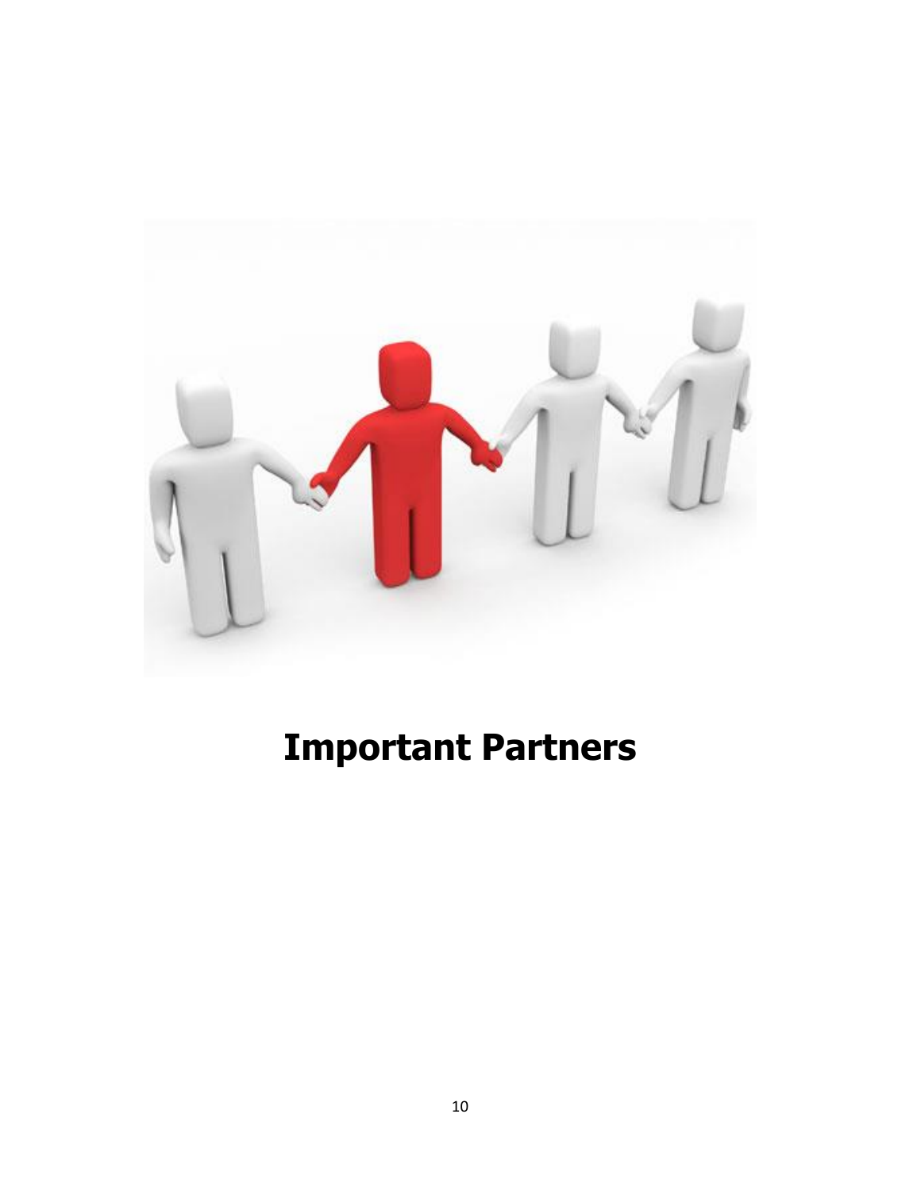# Important Partners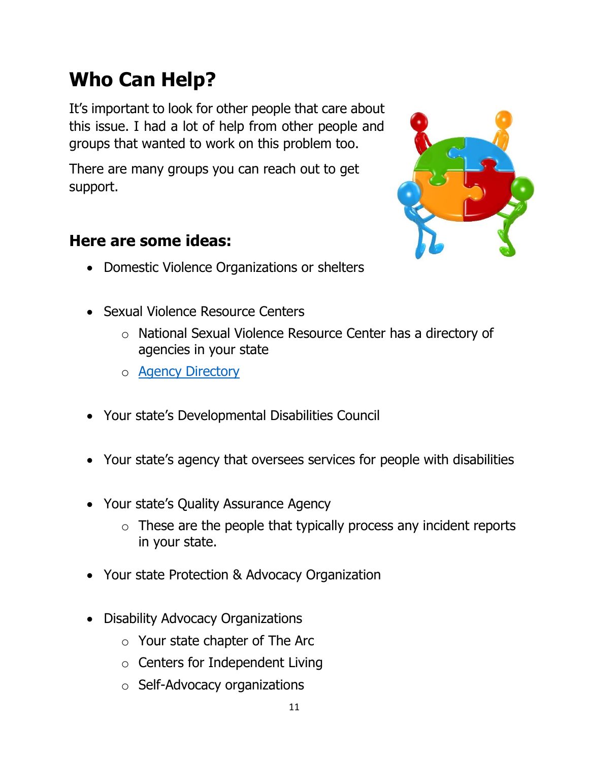# Who Can Help?

It's important to look for other people that care about this issue. I had a lot of help from other people and groups that wanted to work on this problem too.

There are many groups you can reach out to get support.

## Here are some ideas:

- Domestic Violence Organizations or shelters
- Sexual Violence Resource Centers
  - National Sexual Violence Resource Center has a directory of agencies in your state
  - Agency Directory
- Your state's Developmental Disabilities Council
- Your state's agency that oversees services for people with disabilities
- Your state's Quality Assurance Agency
  - These are the people that typically process any incident reports in your state.
- Your state Protection & Advocacy Organization
- Disability Advocacy Organizations
  - Your state chapter of The Arc
  - Centers for Independent Living
  - Self-Advocacy organizations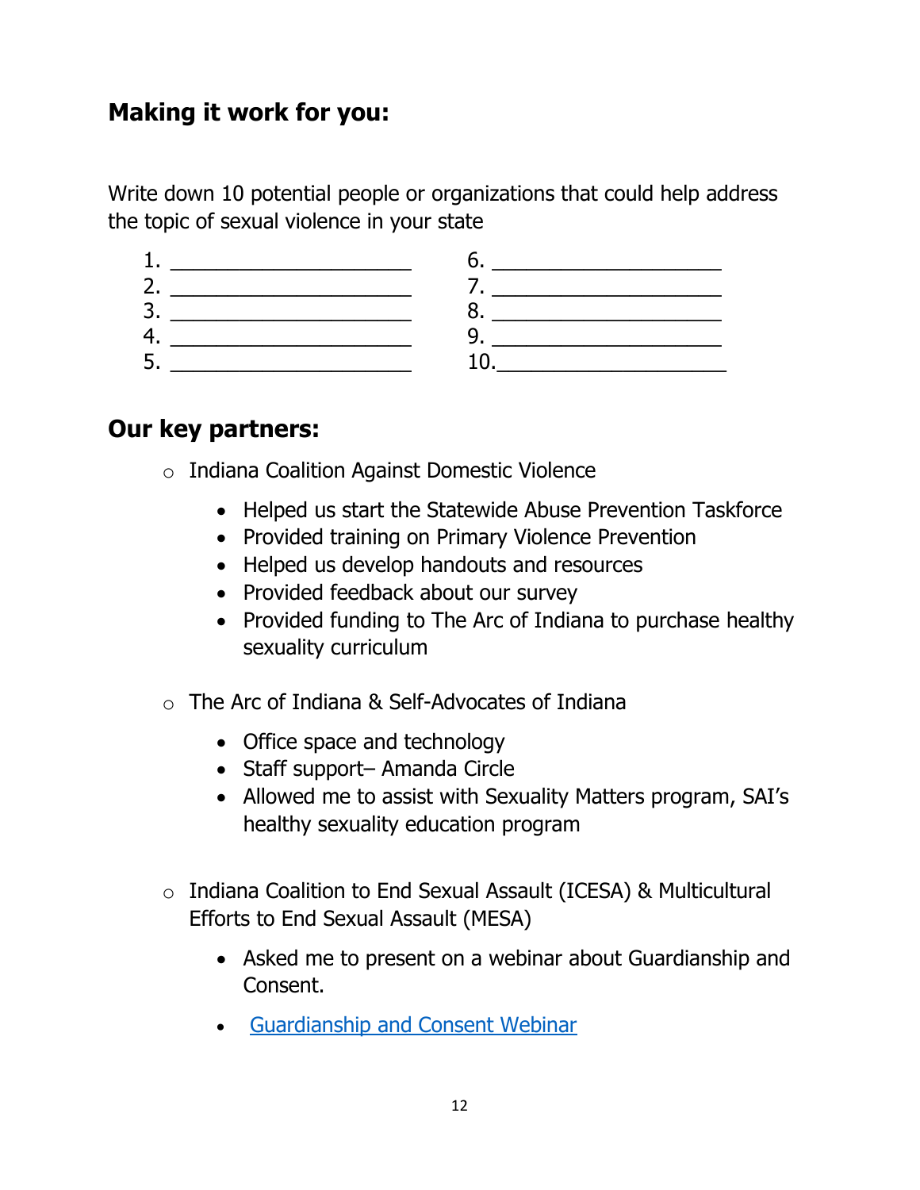## Making it work for you:

Write down 10 potential people or organizations that could help address the topic of sexual violence in your state

1. ____________________
2. ____________________
3. ____________________
4. ____________________
5. ____________________
6. ____________________
7. ____________________
8. ____________________
9. ____________________
10. ____________________

## Our key partners:

- Indiana Coalition Against Domestic Violence
  - Helped us start the Statewide Abuse Prevention Taskforce
  - Provided training on Primary Violence Prevention
  - Helped us develop handouts and resources
  - Provided feedback about our survey
  - Provided funding to The Arc of Indiana to purchase healthy sexuality curriculum
- The Arc of Indiana & Self-Advocates of Indiana
  - Office space and technology
  - Staff support– Amanda Circle
  - Allowed me to assist with Sexuality Matters program, SAI's healthy sexuality education program
- Indiana Coalition to End Sexual Assault (ICESA) & Multicultural Efforts to End Sexual Assault (MESA)
  - Asked me to present on a webinar about Guardianship and Consent.
  - Guardianship and Consent Webinar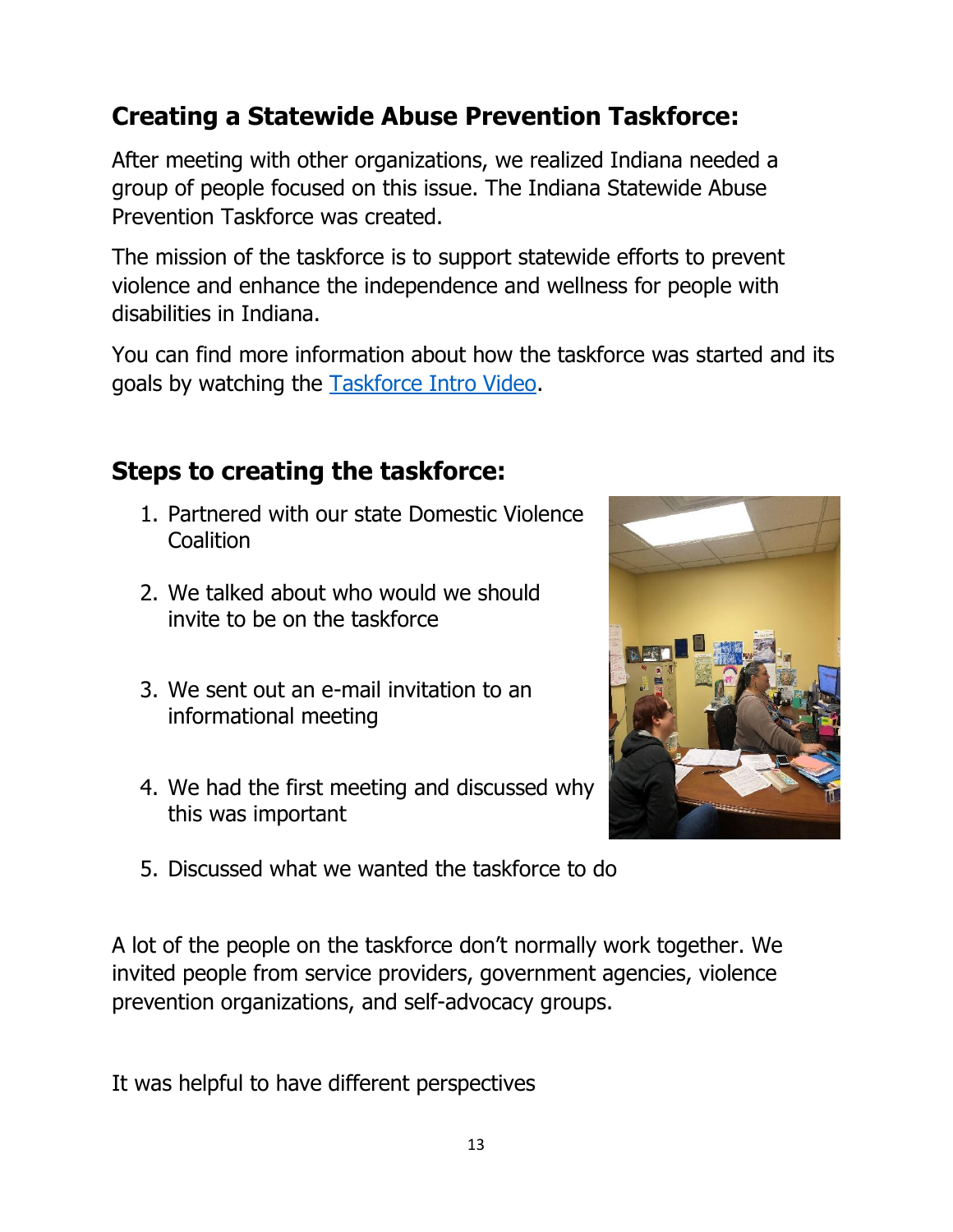## Creating a Statewide Abuse Prevention Taskforce:

After meeting with other organizations, we realized Indiana needed a group of people focused on this issue. The Indiana Statewide Abuse Prevention Taskforce was created.

The mission of the taskforce is to support statewide efforts to prevent violence and enhance the independence and wellness for people with disabilities in Indiana.

You can find more information about how the taskforce was started and its goals by watching the Taskforce Intro Video.

## Steps to creating the taskforce:

1. Partnered with our state Domestic Violence Coalition
2. We talked about who would we should invite to be on the taskforce
3. We sent out an e-mail invitation to an informational meeting
4. We had the first meeting and discussed why this was important
5. Discussed what we wanted the taskforce to do

A lot of the people on the taskforce don't normally work together. We invited people from service providers, government agencies, violence prevention organizations, and self-advocacy groups.

It was helpful to have different perspectives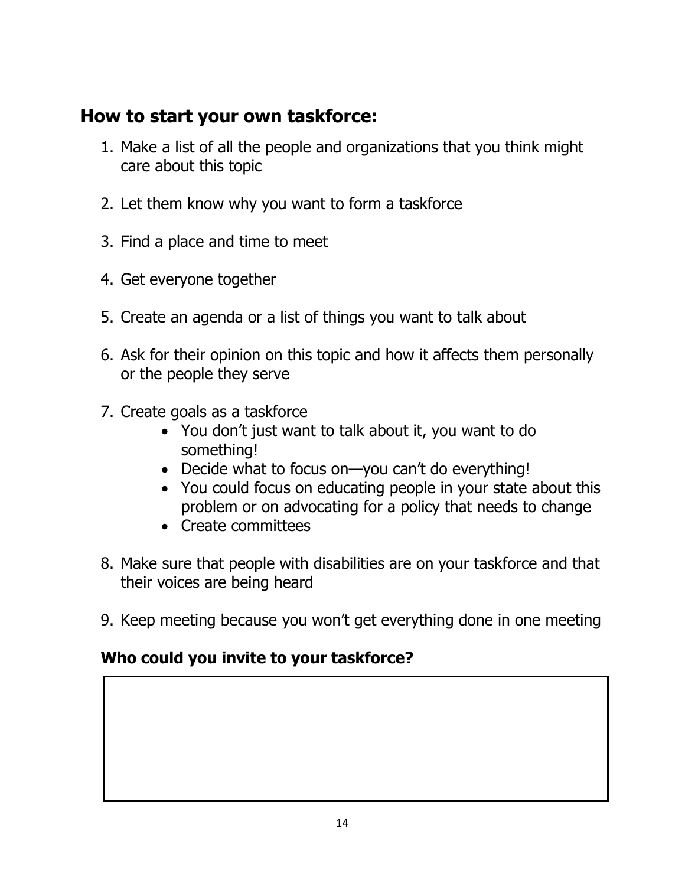## How to start your own taskforce:

1. Make a list of all the people and organizations that you think might care about this topic

2. Let them know why you want to form a taskforce

3. Find a place and time to meet

4. Get everyone together

5. Create an agenda or a list of things you want to talk about

6. Ask for their opinion on this topic and how it affects them personally or the people they serve

7. Create goals as a taskforce
    - You don't just want to talk about it, you want to do something!
    - Decide what to focus on—you can't do everything!
    - You could focus on educating people in your state about this problem or on advocating for a policy that needs to change
    - Create committees

8. Make sure that people with disabilities are on your taskforce and that their voices are being heard

9. Keep meeting because you won't get everything done in one meeting

### Who could you invite to your taskforce?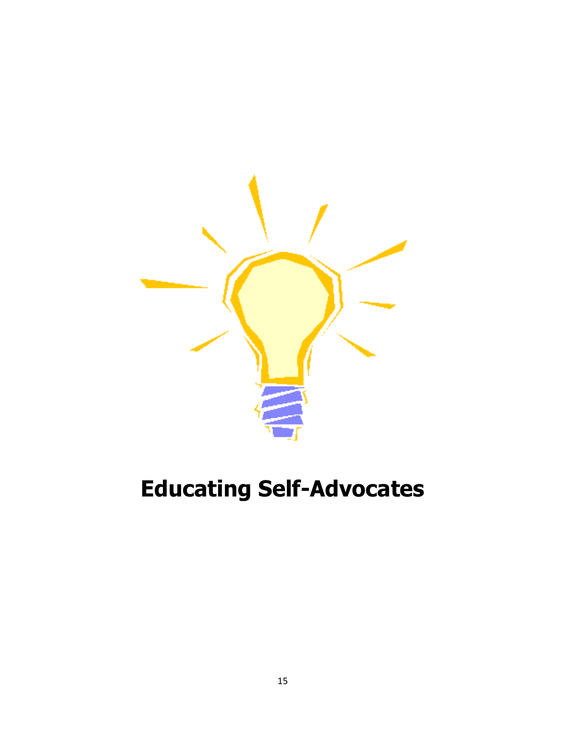# Educating Self-Advocates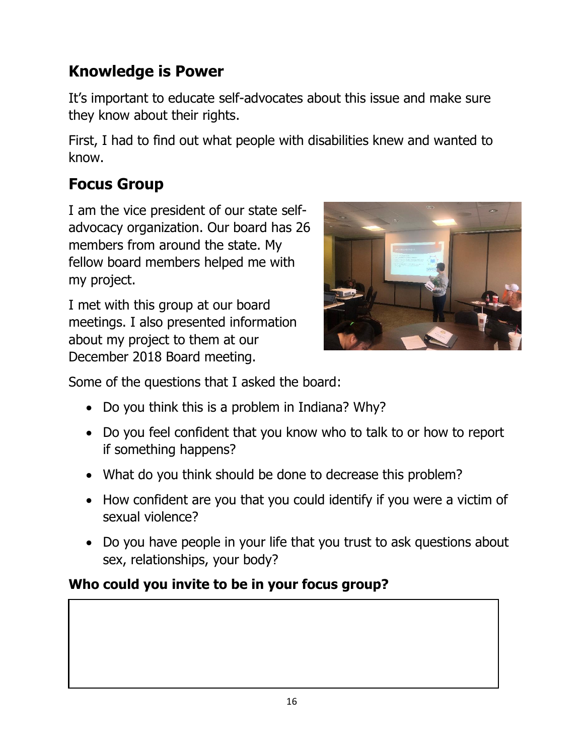## Knowledge is Power

It's important to educate self-advocates about this issue and make sure they know about their rights.

First, I had to find out what people with disabilities knew and wanted to know.

## Focus Group

I am the vice president of our state self-advocacy organization. Our board has 26 members from around the state. My fellow board members helped me with my project.

I met with this group at our board meetings. I also presented information about my project to them at our December 2018 Board meeting.

Some of the questions that I asked the board:

- Do you think this is a problem in Indiana? Why?
- Do you feel confident that you know who to talk to or how to report if something happens?
- What do you think should be done to decrease this problem?
- How confident are you that you could identify if you were a victim of sexual violence?
- Do you have people in your life that you trust to ask questions about sex, relationships, your body?

**Who could you invite to be in your focus group?**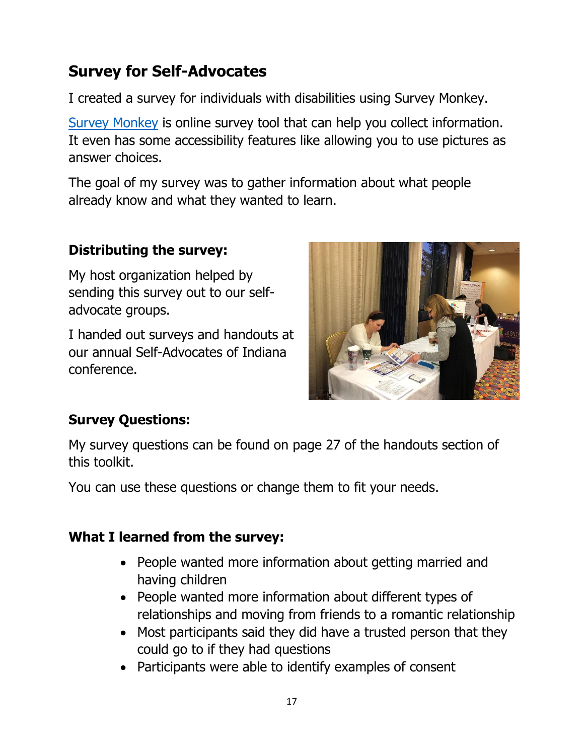## Survey for Self-Advocates

I created a survey for individuals with disabilities using Survey Monkey.

Survey Monkey is online survey tool that can help you collect information. It even has some accessibility features like allowing you to use pictures as answer choices.

The goal of my survey was to gather information about what people already know and what they wanted to learn.

### Distributing the survey:

My host organization helped by sending this survey out to our self-advocate groups.

I handed out surveys and handouts at our annual Self-Advocates of Indiana conference.

### Survey Questions:

My survey questions can be found on page 27 of the handouts section of this toolkit.

You can use these questions or change them to fit your needs.

### What I learned from the survey:

- People wanted more information about getting married and having children
- People wanted more information about different types of relationships and moving from friends to a romantic relationship
- Most participants said they did have a trusted person that they could go to if they had questions
- Participants were able to identify examples of consent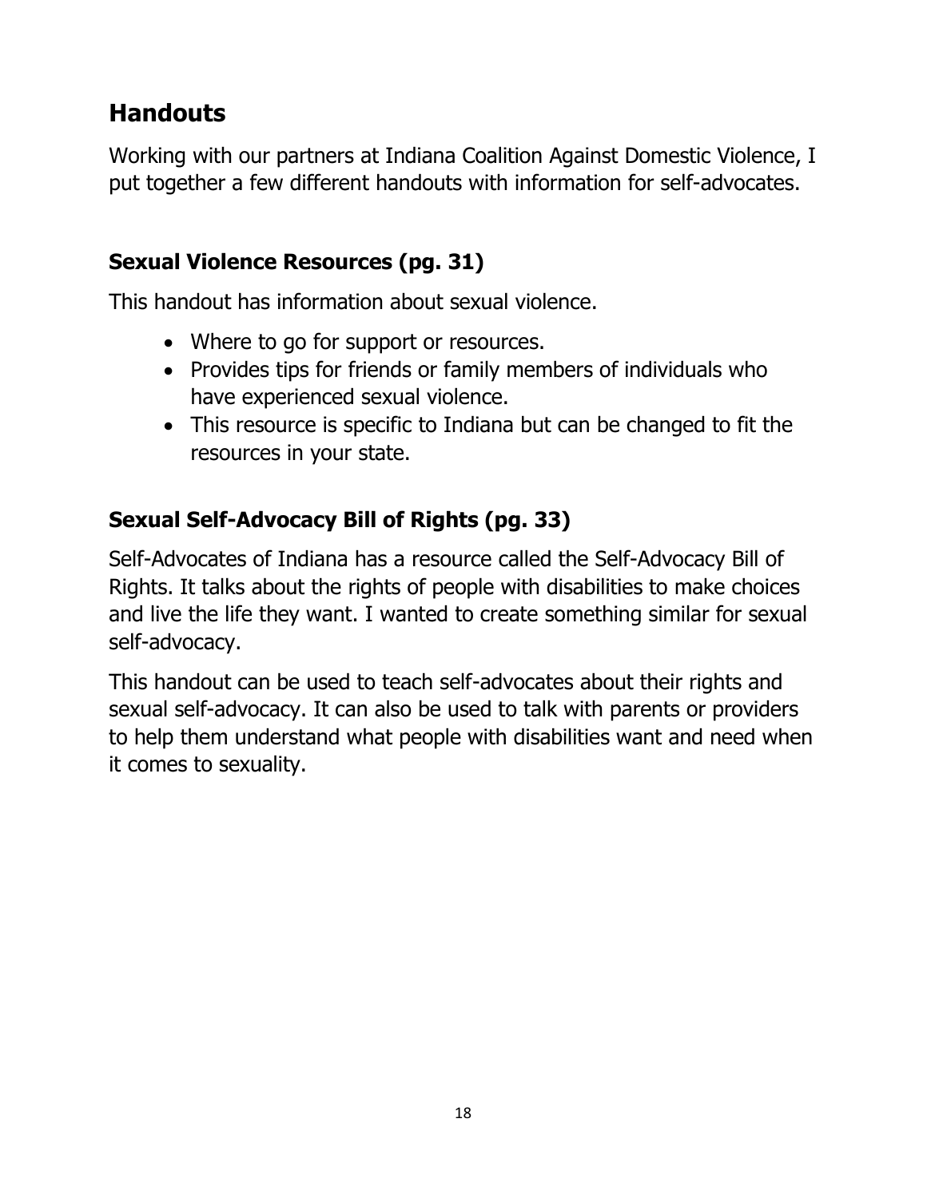## Handouts

Working with our partners at Indiana Coalition Against Domestic Violence, I put together a few different handouts with information for self-advocates.

### Sexual Violence Resources (pg. 31)

This handout has information about sexual violence.

- Where to go for support or resources.
- Provides tips for friends or family members of individuals who have experienced sexual violence.
- This resource is specific to Indiana but can be changed to fit the resources in your state.

### Sexual Self-Advocacy Bill of Rights (pg. 33)

Self-Advocates of Indiana has a resource called the Self-Advocacy Bill of Rights. It talks about the rights of people with disabilities to make choices and live the life they want. I wanted to create something similar for sexual self-advocacy.

This handout can be used to teach self-advocates about their rights and sexual self-advocacy. It can also be used to talk with parents or providers to help them understand what people with disabilities want and need when it comes to sexuality.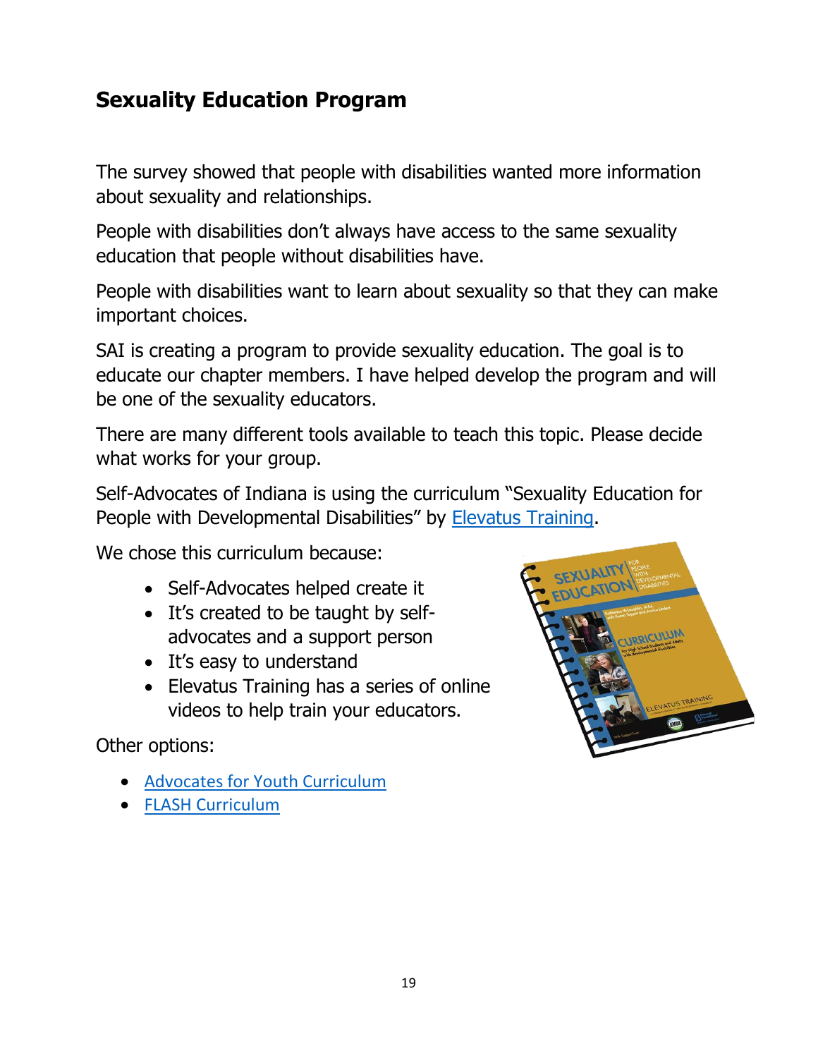## Sexuality Education Program

The survey showed that people with disabilities wanted more information about sexuality and relationships.

People with disabilities don't always have access to the same sexuality education that people without disabilities have.

People with disabilities want to learn about sexuality so that they can make important choices.

SAI is creating a program to provide sexuality education. The goal is to educate our chapter members. I have helped develop the program and will be one of the sexuality educators.

There are many different tools available to teach this topic. Please decide what works for your group.

Self-Advocates of Indiana is using the curriculum "Sexuality Education for People with Developmental Disabilities" by Elevatus Training.

We chose this curriculum because:

- Self-Advocates helped create it
- It's created to be taught by self-advocates and a support person
- It's easy to understand
- Elevatus Training has a series of online videos to help train your educators.

Other options:

- Advocates for Youth Curriculum
- FLASH Curriculum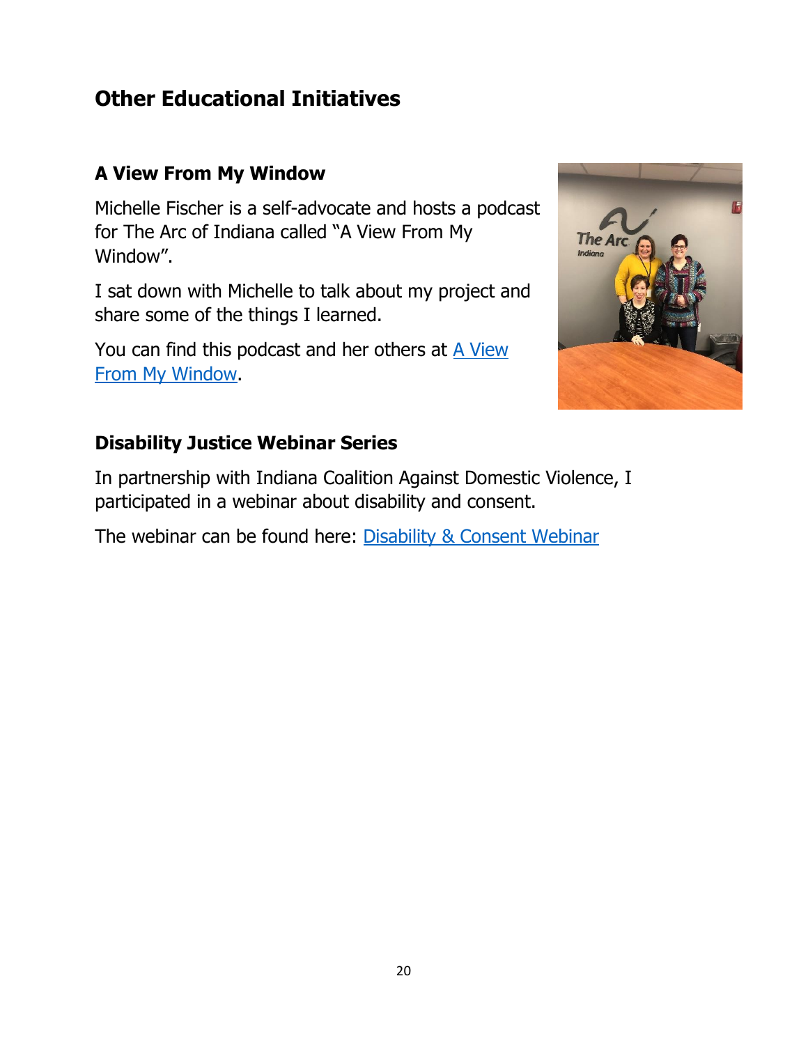## Other Educational Initiatives

### A View From My Window

Michelle Fischer is a self-advocate and hosts a podcast for The Arc of Indiana called "A View From My Window".

I sat down with Michelle to talk about my project and share some of the things I learned.

You can find this podcast and her others at A View From My Window.

### Disability Justice Webinar Series

In partnership with Indiana Coalition Against Domestic Violence, I participated in a webinar about disability and consent.

The webinar can be found here: Disability & Consent Webinar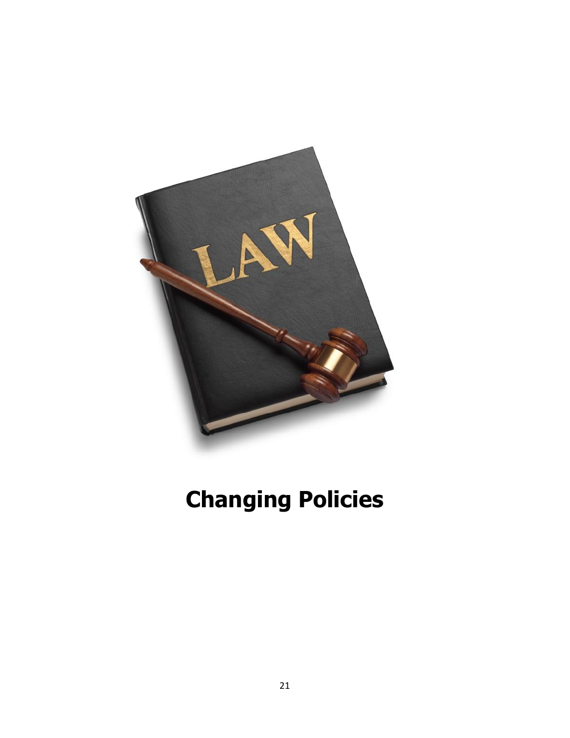# Changing Policies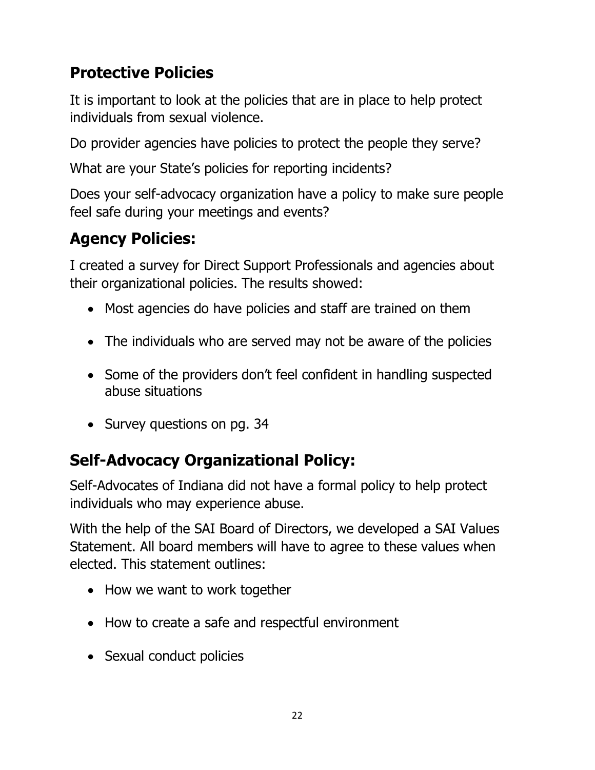## Protective Policies

It is important to look at the policies that are in place to help protect individuals from sexual violence.

Do provider agencies have policies to protect the people they serve?

What are your State's policies for reporting incidents?

Does your self-advocacy organization have a policy to make sure people feel safe during your meetings and events?

## Agency Policies:

I created a survey for Direct Support Professionals and agencies about their organizational policies. The results showed:

- Most agencies do have policies and staff are trained on them
- The individuals who are served may not be aware of the policies
- Some of the providers don't feel confident in handling suspected abuse situations
- Survey questions on pg. 34

## Self-Advocacy Organizational Policy:

Self-Advocates of Indiana did not have a formal policy to help protect individuals who may experience abuse.

With the help of the SAI Board of Directors, we developed a SAI Values Statement. All board members will have to agree to these values when elected. This statement outlines:

- How we want to work together
- How to create a safe and respectful environment
- Sexual conduct policies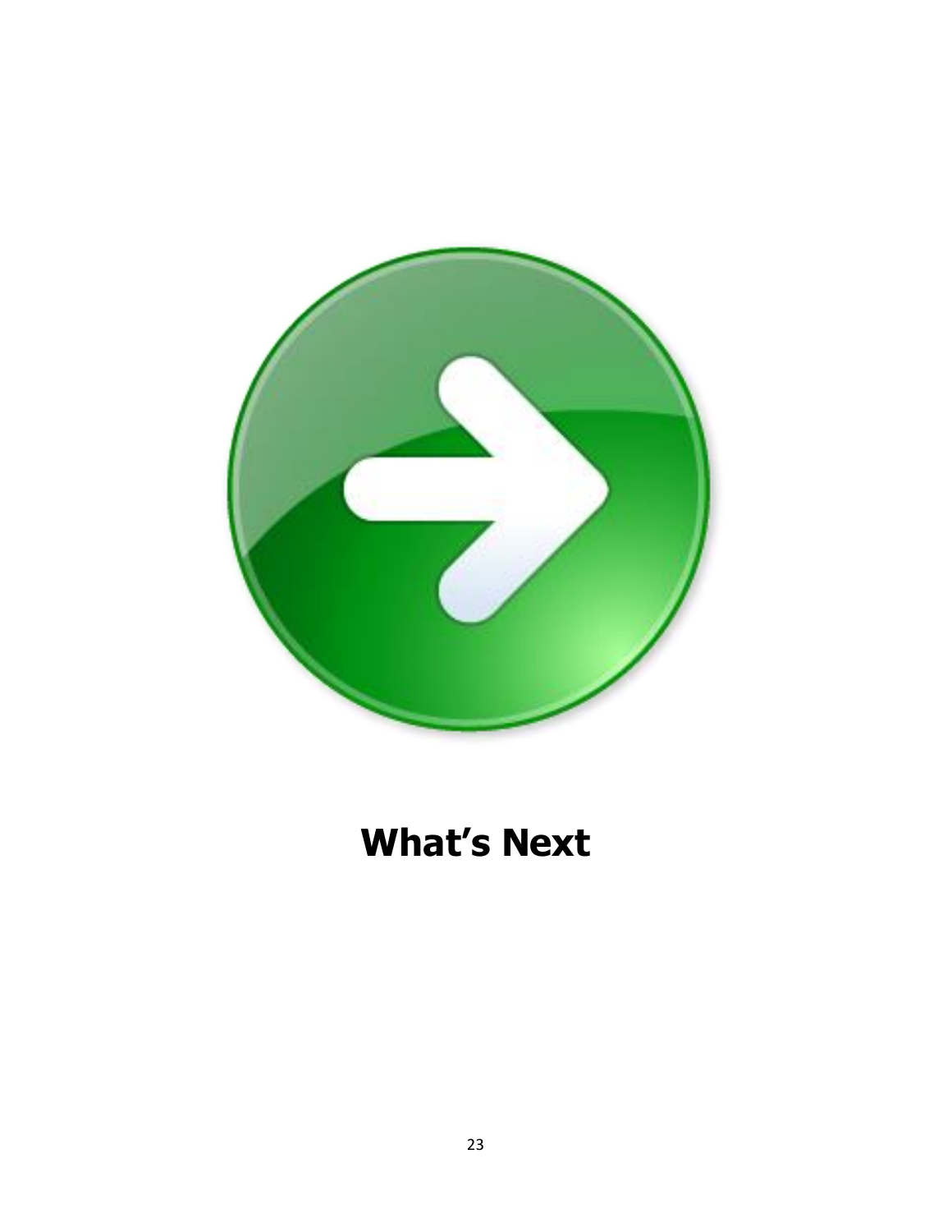# What’s Next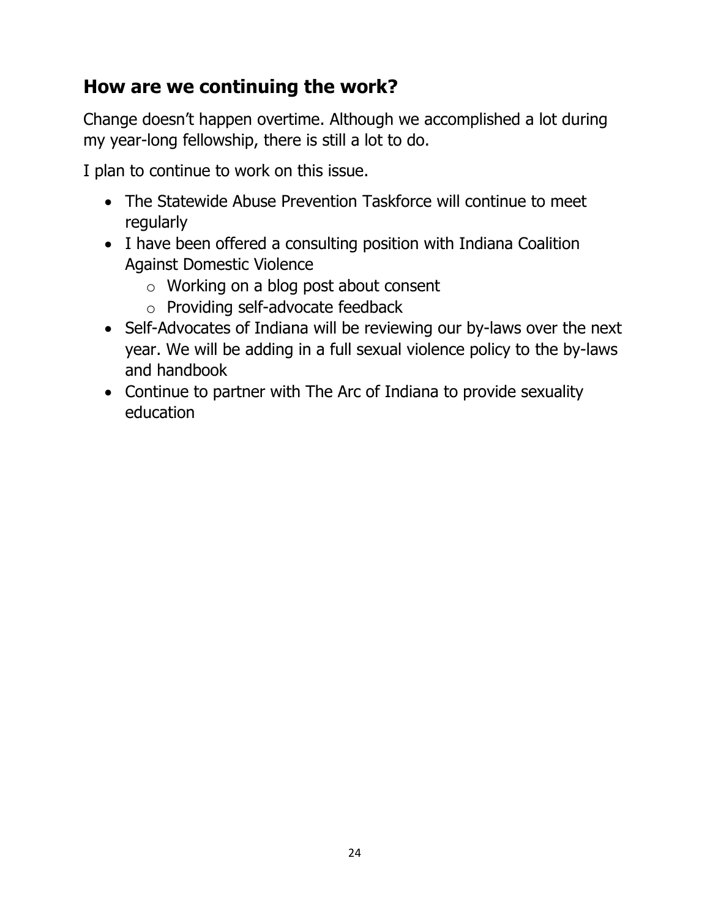## How are we continuing the work?

Change doesn't happen overtime. Although we accomplished a lot during my year-long fellowship, there is still a lot to do.

I plan to continue to work on this issue.

- The Statewide Abuse Prevention Taskforce will continue to meet regularly
- I have been offered a consulting position with Indiana Coalition Against Domestic Violence
  - Working on a blog post about consent
  - Providing self-advocate feedback
- Self-Advocates of Indiana will be reviewing our by-laws over the next year. We will be adding in a full sexual violence policy to the by-laws and handbook
- Continue to partner with The Arc of Indiana to provide sexuality education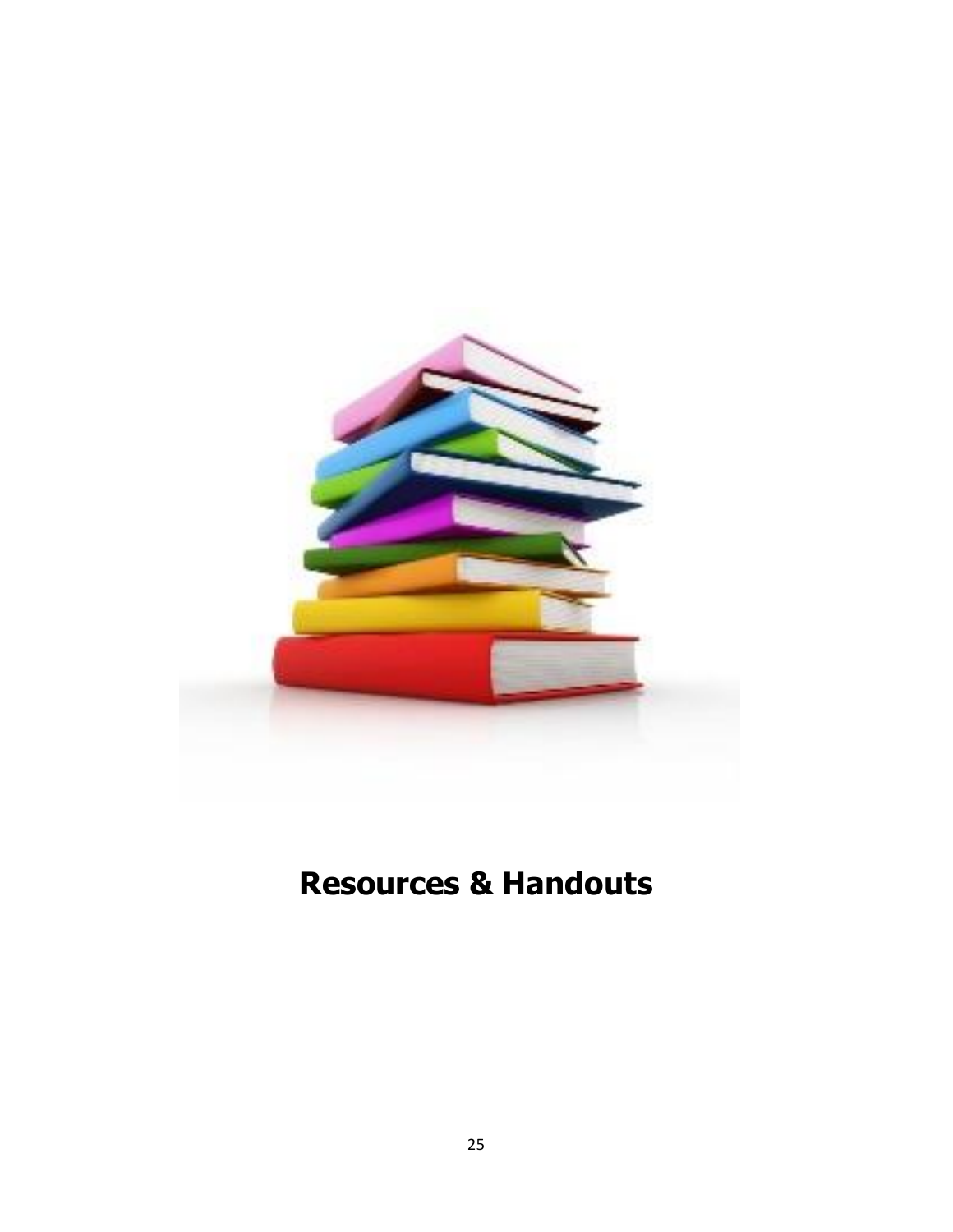# Resources & Handouts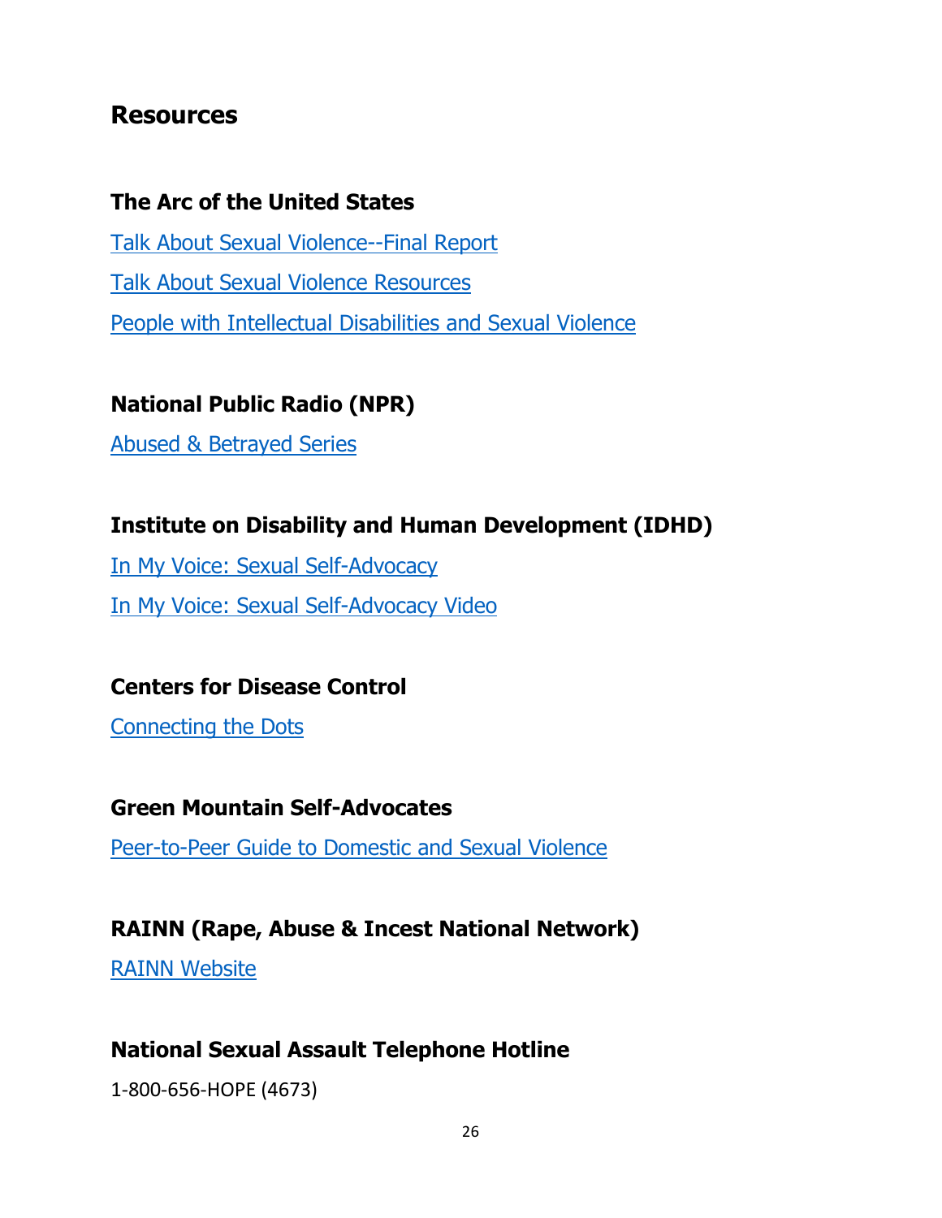## Resources

### The Arc of the United States

Talk About Sexual Violence--Final Report

Talk About Sexual Violence Resources

People with Intellectual Disabilities and Sexual Violence

### National Public Radio (NPR)

Abused & Betrayed Series

### Institute on Disability and Human Development (IDHD)

In My Voice: Sexual Self-Advocacy

In My Voice: Sexual Self-Advocacy Video

### Centers for Disease Control

Connecting the Dots

### Green Mountain Self-Advocates

Peer-to-Peer Guide to Domestic and Sexual Violence

### RAINN (Rape, Abuse & Incest National Network)

RAINN Website

### National Sexual Assault Telephone Hotline

1-800-656-HOPE (4673)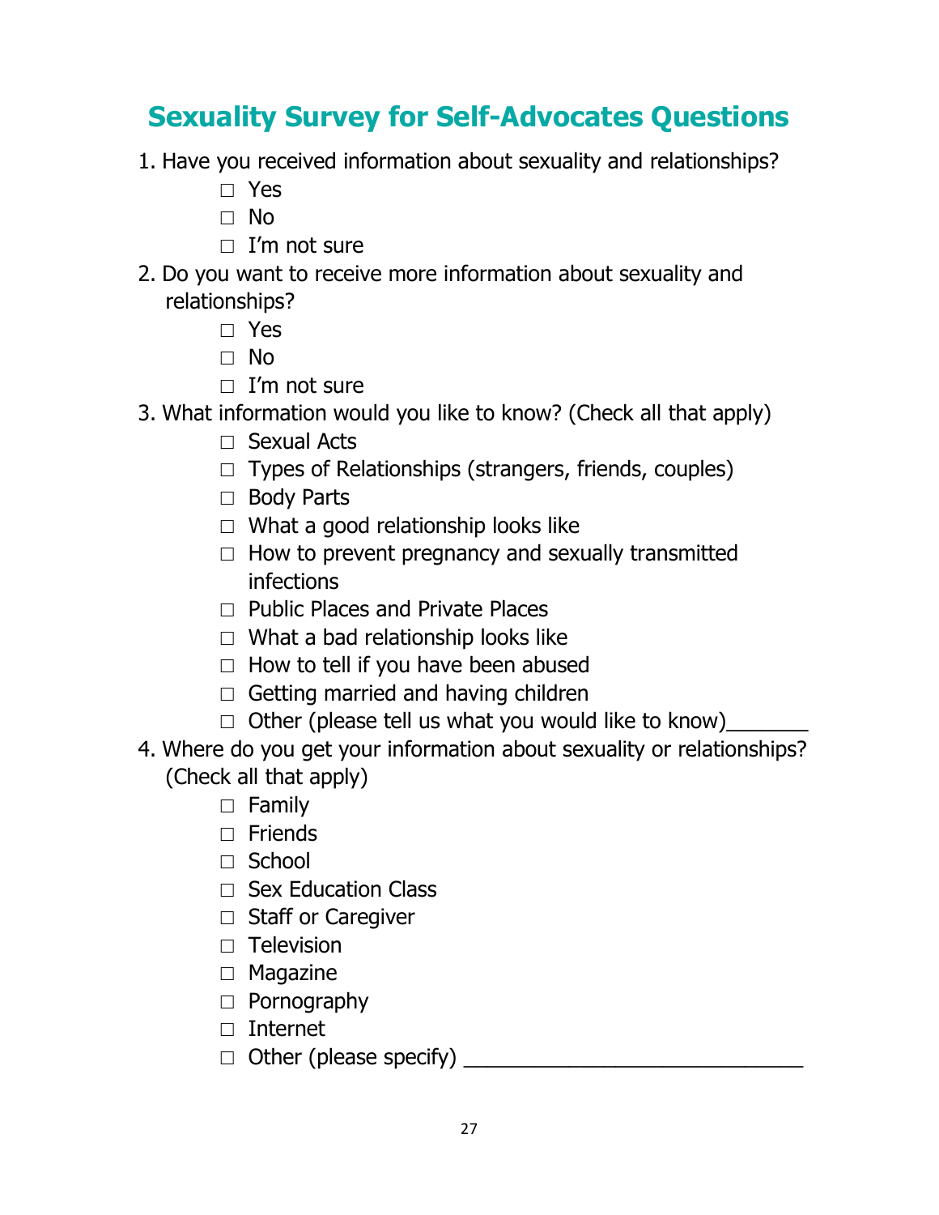# Sexuality Survey for Self-Advocates Questions

1. Have you received information about sexuality and relationships?
   - ☐ Yes
   - ☐ No
   - ☐ I'm not sure
2. Do you want to receive more information about sexuality and relationships?
   - ☐ Yes
   - ☐ No
   - ☐ I'm not sure
3. What information would you like to know? (Check all that apply)
   - ☐ Sexual Acts
   - ☐ Types of Relationships (strangers, friends, couples)
   - ☐ Body Parts
   - ☐ What a good relationship looks like
   - ☐ How to prevent pregnancy and sexually transmitted infections
   - ☐ Public Places and Private Places
   - ☐ What a bad relationship looks like
   - ☐ How to tell if you have been abused
   - ☐ Getting married and having children
   - ☐ Other (please tell us what you would like to know)_______
4. Where do you get your information about sexuality or relationships? (Check all that apply)
   - ☐ Family
   - ☐ Friends
   - ☐ School
   - ☐ Sex Education Class
   - ☐ Staff or Caregiver
   - ☐ Television
   - ☐ Magazine
   - ☐ Pornography
   - ☐ Internet
   - ☐ Other (please specify) ______________________________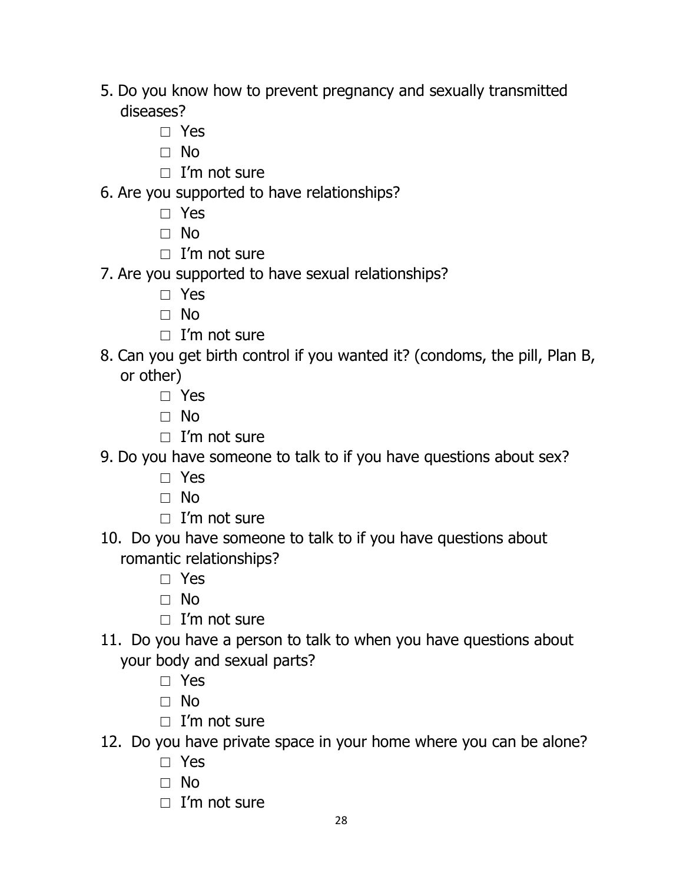5. Do you know how to prevent pregnancy and sexually transmitted diseases?
   - □ Yes
   - □ No
   - □ I'm not sure
6. Are you supported to have relationships?
   - □ Yes
   - □ No
   - □ I'm not sure
7. Are you supported to have sexual relationships?
   - □ Yes
   - □ No
   - □ I'm not sure
8. Can you get birth control if you wanted it? (condoms, the pill, Plan B, or other)
   - □ Yes
   - □ No
   - □ I'm not sure
9. Do you have someone to talk to if you have questions about sex?
   - □ Yes
   - □ No
   - □ I'm not sure
10. Do you have someone to talk to if you have questions about romantic relationships?
    - □ Yes
    - □ No
    - □ I'm not sure
11. Do you have a person to talk to when you have questions about your body and sexual parts?
    - □ Yes
    - □ No
    - □ I'm not sure
12. Do you have private space in your home where you can be alone?
    - □ Yes
    - □ No
    - □ I'm not sure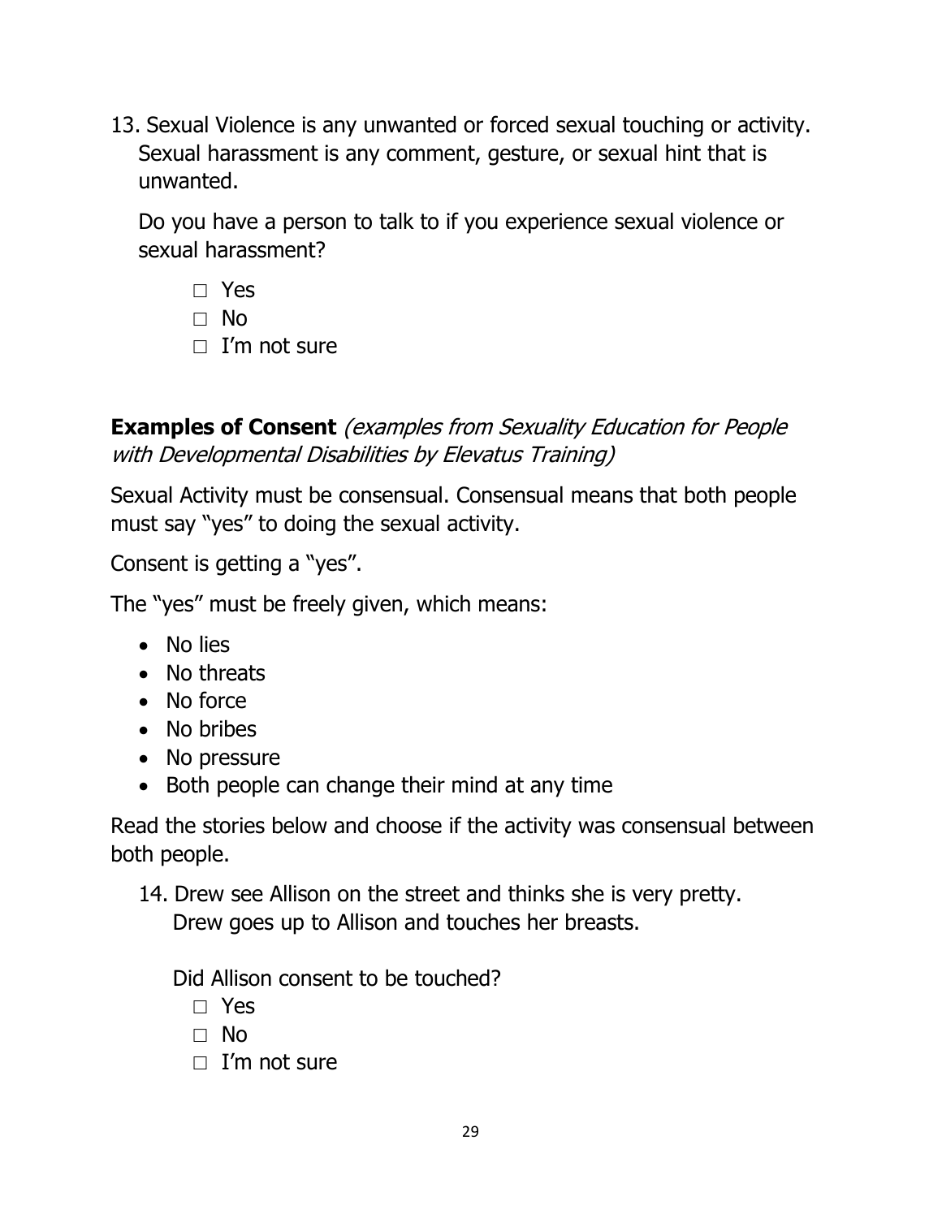13. Sexual Violence is any unwanted or forced sexual touching or activity. Sexual harassment is any comment, gesture, or sexual hint that is unwanted.

    Do you have a person to talk to if you experience sexual violence or sexual harassment?

    - □ Yes
    - □ No
    - □ I'm not sure

**Examples of Consent** *(examples from Sexuality Education for People with Developmental Disabilities by Elevatus Training)*

Sexual Activity must be consensual. Consensual means that both people must say "yes" to doing the sexual activity.

Consent is getting a "yes".

The "yes" must be freely given, which means:

- No lies
- No threats
- No force
- No bribes
- No pressure
- Both people can change their mind at any time

Read the stories below and choose if the activity was consensual between both people.

14. Drew see Allison on the street and thinks she is very pretty. Drew goes up to Allison and touches her breasts.

    Did Allison consent to be touched?

    - □ Yes
    - □ No
    - □ I'm not sure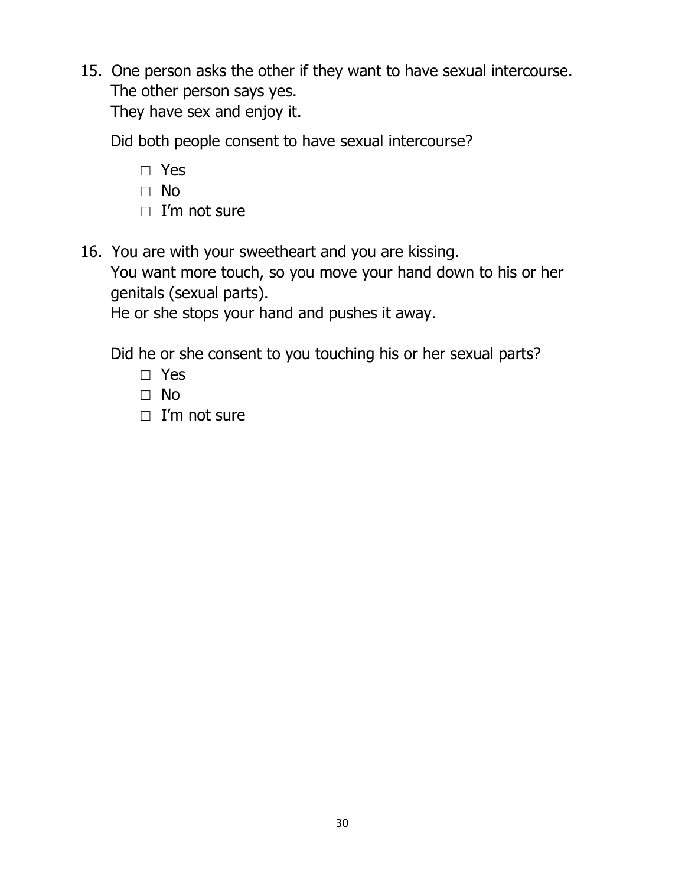15. One person asks the other if they want to have sexual intercourse.
    The other person says yes.
    They have sex and enjoy it.

    Did both people consent to have sexual intercourse?

    □ Yes
    □ No
    □ I'm not sure

16. You are with your sweetheart and you are kissing.
    You want more touch, so you move your hand down to his or her genitals (sexual parts).
    He or she stops your hand and pushes it away.

    Did he or she consent to you touching his or her sexual parts?

    □ Yes
    □ No
    □ I'm not sure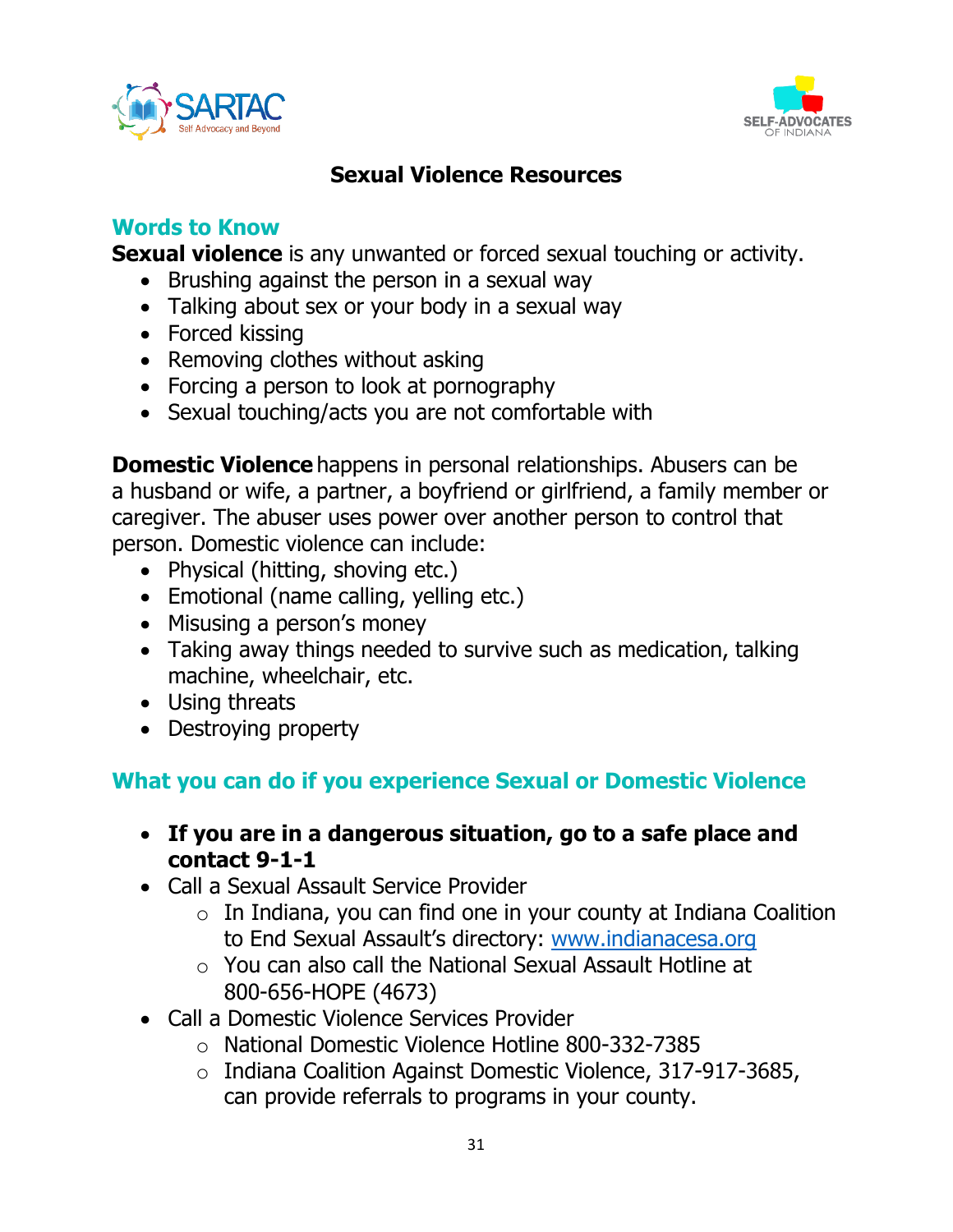# Sexual Violence Resources

## Words to Know

**Sexual violence** is any unwanted or forced sexual touching or activity.

- Brushing against the person in a sexual way
- Talking about sex or your body in a sexual way
- Forced kissing
- Removing clothes without asking
- Forcing a person to look at pornography
- Sexual touching/acts you are not comfortable with

**Domestic Violence** happens in personal relationships. Abusers can be a husband or wife, a partner, a boyfriend or girlfriend, a family member or caregiver. The abuser uses power over another person to control that person. Domestic violence can include:

- Physical (hitting, shoving etc.)
- Emotional (name calling, yelling etc.)
- Misusing a person's money
- Taking away things needed to survive such as medication, talking machine, wheelchair, etc.
- Using threats
- Destroying property

## What you can do if you experience Sexual or Domestic Violence

- **If you are in a dangerous situation, go to a safe place and contact 9-1-1**
- Call a Sexual Assault Service Provider
  - In Indiana, you can find one in your county at Indiana Coalition to End Sexual Assault's directory: www.indianacesa.org
  - You can also call the National Sexual Assault Hotline at 800-656-HOPE (4673)
- Call a Domestic Violence Services Provider
  - National Domestic Violence Hotline 800-332-7385
  - Indiana Coalition Against Domestic Violence, 317-917-3685, can provide referrals to programs in your county.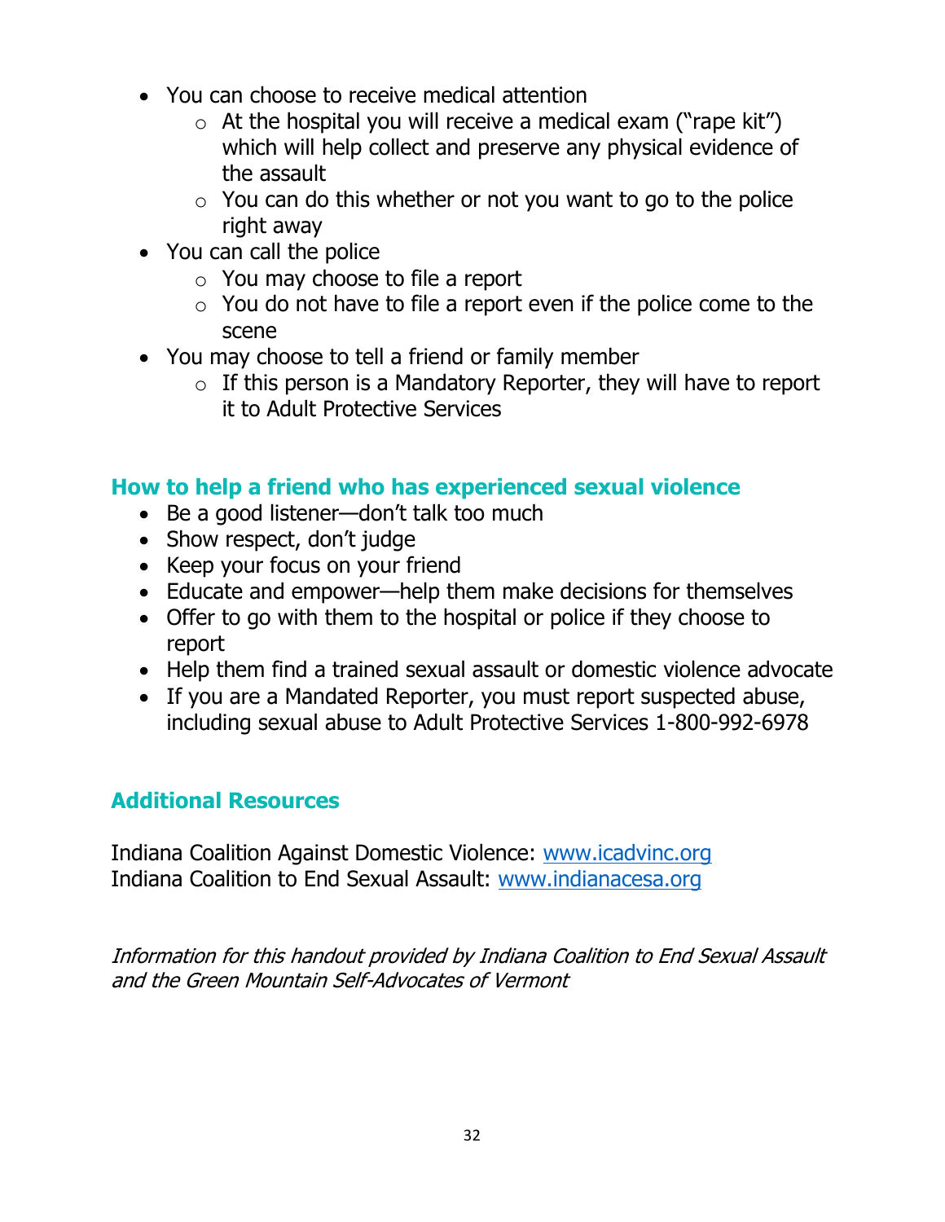- You can choose to receive medical attention
  - At the hospital you will receive a medical exam ("rape kit") which will help collect and preserve any physical evidence of the assault
  - You can do this whether or not you want to go to the police right away
- You can call the police
  - You may choose to file a report
  - You do not have to file a report even if the police come to the scene
- You may choose to tell a friend or family member
  - If this person is a Mandatory Reporter, they will have to report it to Adult Protective Services

## How to help a friend who has experienced sexual violence

- Be a good listener—don't talk too much
- Show respect, don't judge
- Keep your focus on your friend
- Educate and empower—help them make decisions for themselves
- Offer to go with them to the hospital or police if they choose to report
- Help them find a trained sexual assault or domestic violence advocate
- If you are a Mandated Reporter, you must report suspected abuse, including sexual abuse to Adult Protective Services 1-800-992-6978

## Additional Resources

Indiana Coalition Against Domestic Violence: [www.icadvinc.org](http://www.icadvinc.org)
Indiana Coalition to End Sexual Assault: [www.indianacesa.org](http://www.indianacesa.org)

*Information for this handout provided by Indiana Coalition to End Sexual Assault and the Green Mountain Self-Advocates of Vermont*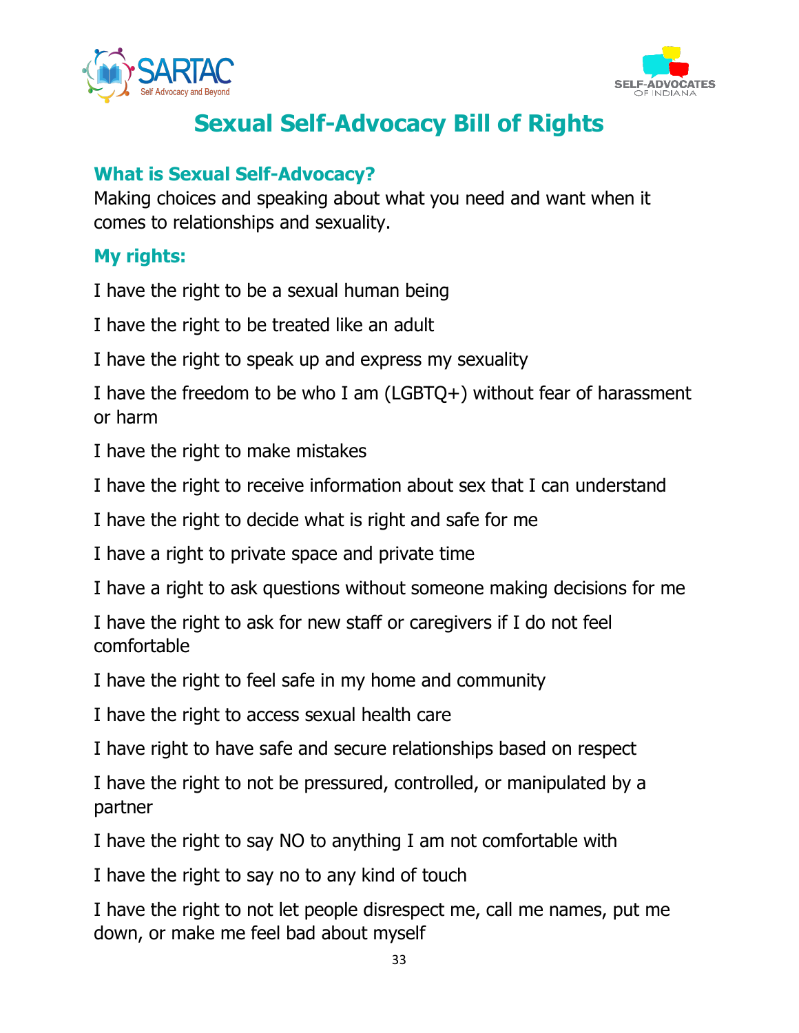# Sexual Self-Advocacy Bill of Rights

## What is Sexual Self-Advocacy?

Making choices and speaking about what you need and want when it comes to relationships and sexuality.

## My rights:

I have the right to be a sexual human being

I have the right to be treated like an adult

I have the right to speak up and express my sexuality

I have the freedom to be who I am (LGBTQ+) without fear of harassment or harm

I have the right to make mistakes

I have the right to receive information about sex that I can understand

I have the right to decide what is right and safe for me

I have a right to private space and private time

I have a right to ask questions without someone making decisions for me

I have the right to ask for new staff or caregivers if I do not feel comfortable

I have the right to feel safe in my home and community

I have the right to access sexual health care

I have right to have safe and secure relationships based on respect

I have the right to not be pressured, controlled, or manipulated by a partner

I have the right to say NO to anything I am not comfortable with

I have the right to say no to any kind of touch

I have the right to not let people disrespect me, call me names, put me down, or make me feel bad about myself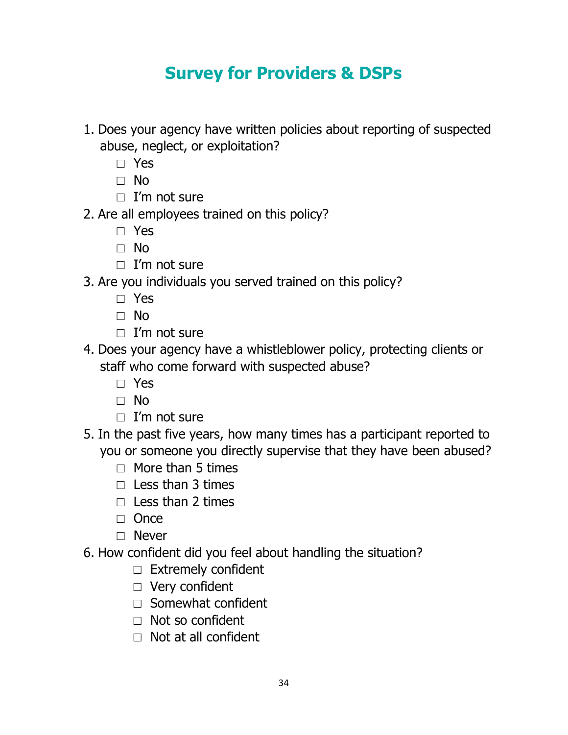# Survey for Providers & DSPs

1. Does your agency have written policies about reporting of suspected abuse, neglect, or exploitation?
   - ☐ Yes
   - ☐ No
   - ☐ I'm not sure
2. Are all employees trained on this policy?
   - ☐ Yes
   - ☐ No
   - ☐ I'm not sure
3. Are you individuals you served trained on this policy?
   - ☐ Yes
   - ☐ No
   - ☐ I'm not sure
4. Does your agency have a whistleblower policy, protecting clients or staff who come forward with suspected abuse?
   - ☐ Yes
   - ☐ No
   - ☐ I'm not sure
5. In the past five years, how many times has a participant reported to you or someone you directly supervise that they have been abused?
   - ☐ More than 5 times
   - ☐ Less than 3 times
   - ☐ Less than 2 times
   - ☐ Once
   - ☐ Never
6. How confident did you feel about handling the situation?
   - ☐ Extremely confident
   - ☐ Very confident
   - ☐ Somewhat confident
   - ☐ Not so confident
   - ☐ Not at all confident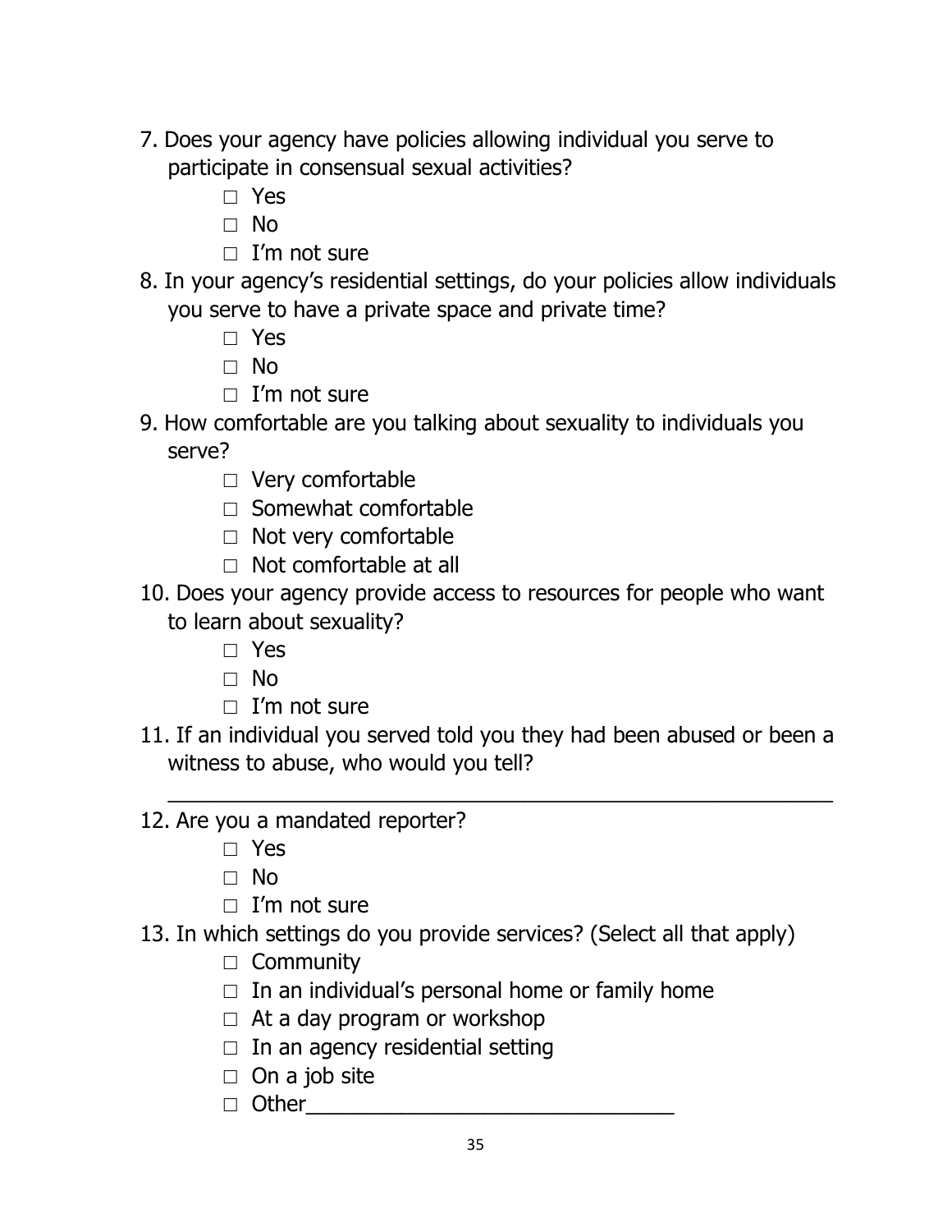7. Does your agency have policies allowing individual you serve to participate in consensual sexual activities?
   - □ Yes
   - □ No
   - □ I'm not sure
8. In your agency's residential settings, do your policies allow individuals you serve to have a private space and private time?
   - □ Yes
   - □ No
   - □ I'm not sure
9. How comfortable are you talking about sexuality to individuals you serve?
   - □ Very comfortable
   - □ Somewhat comfortable
   - □ Not very comfortable
   - □ Not comfortable at all
10. Does your agency provide access to resources for people who want to learn about sexuality?
    - □ Yes
    - □ No
    - □ I'm not sure
11. If an individual you served told you they had been abused or been a witness to abuse, who would you tell?

    ___________________________________________________________

12. Are you a mandated reporter?
    - □ Yes
    - □ No
    - □ I'm not sure
13. In which settings do you provide services? (Select all that apply)
    - □ Community
    - □ In an individual's personal home or family home
    - □ At a day program or workshop
    - □ In an agency residential setting
    - □ On a job site
    - □ Other________________________________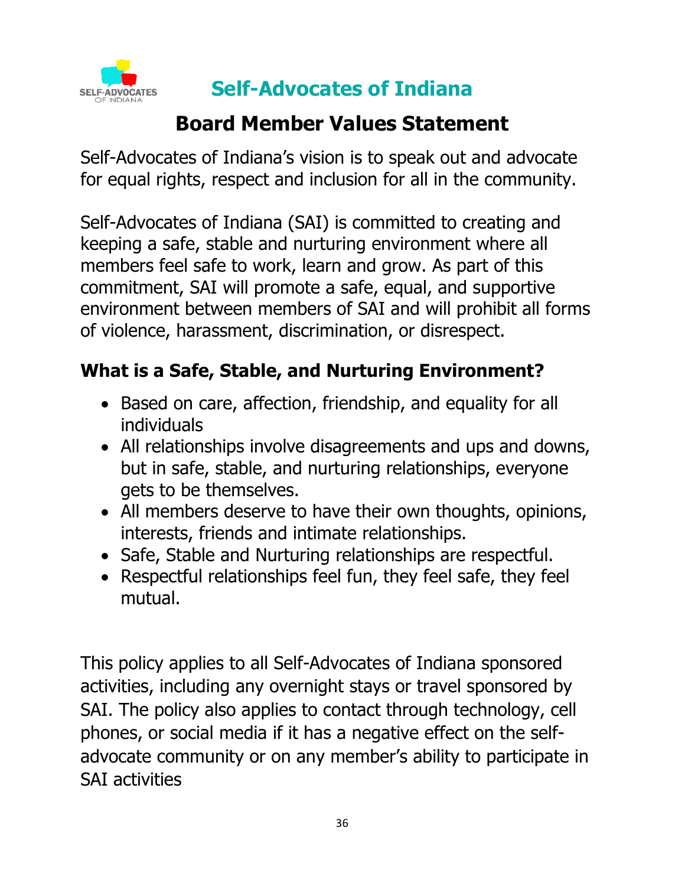# Self-Advocates of Indiana

## Board Member Values Statement

Self-Advocates of Indiana's vision is to speak out and advocate for equal rights, respect and inclusion for all in the community.

Self-Advocates of Indiana (SAI) is committed to creating and keeping a safe, stable and nurturing environment where all members feel safe to work, learn and grow. As part of this commitment, SAI will promote a safe, equal, and supportive environment between members of SAI and will prohibit all forms of violence, harassment, discrimination, or disrespect.

### What is a Safe, Stable, and Nurturing Environment?

- Based on care, affection, friendship, and equality for all individuals
- All relationships involve disagreements and ups and downs, but in safe, stable, and nurturing relationships, everyone gets to be themselves.
- All members deserve to have their own thoughts, opinions, interests, friends and intimate relationships.
- Safe, Stable and Nurturing relationships are respectful.
- Respectful relationships feel fun, they feel safe, they feel mutual.

This policy applies to all Self-Advocates of Indiana sponsored activities, including any overnight stays or travel sponsored by SAI. The policy also applies to contact through technology, cell phones, or social media if it has a negative effect on the self-advocate community or on any member's ability to participate in SAI activities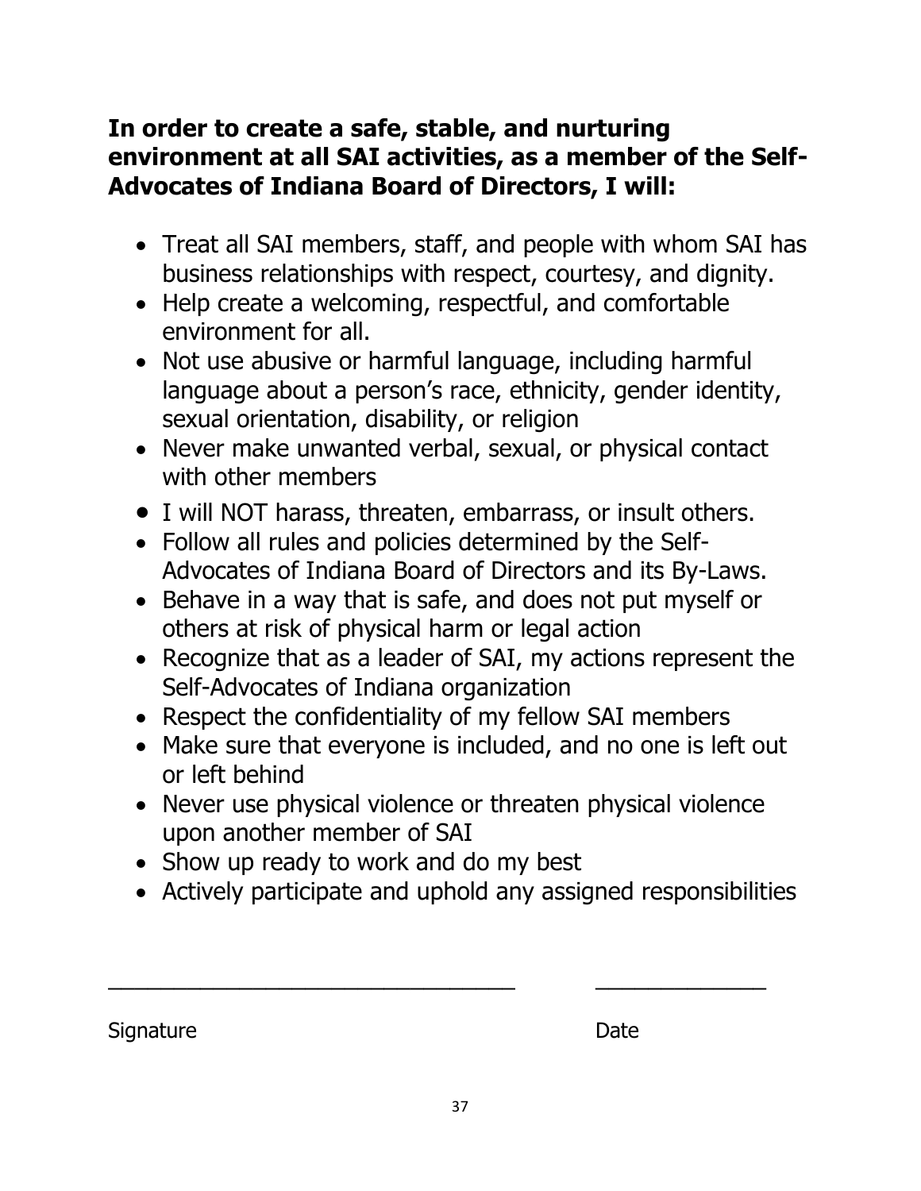**In order to create a safe, stable, and nurturing environment at all SAI activities, as a member of the Self-Advocates of Indiana Board of Directors, I will:**

- Treat all SAI members, staff, and people with whom SAI has business relationships with respect, courtesy, and dignity.
- Help create a welcoming, respectful, and comfortable environment for all.
- Not use abusive or harmful language, including harmful language about a person's race, ethnicity, gender identity, sexual orientation, disability, or religion
- Never make unwanted verbal, sexual, or physical contact with other members
- I will NOT harass, threaten, embarrass, or insult others.
- Follow all rules and policies determined by the Self-Advocates of Indiana Board of Directors and its By-Laws.
- Behave in a way that is safe, and does not put myself or others at risk of physical harm or legal action
- Recognize that as a leader of SAI, my actions represent the Self-Advocates of Indiana organization
- Respect the confidentiality of my fellow SAI members
- Make sure that everyone is included, and no one is left out or left behind
- Never use physical violence or threaten physical violence upon another member of SAI
- Show up ready to work and do my best
- Actively participate and uphold any assigned responsibilities

\_\_\_\_\_\_\_\_\_\_\_\_\_\_\_\_\_\_\_\_\_\_\_\_\_\_\_\_\_\_\_\_\_\_ &nbsp;&nbsp;&nbsp;&nbsp; \_\_\_\_\_\_\_\_\_\_\_\_\_\_\_

Signature &nbsp;&nbsp;&nbsp;&nbsp;&nbsp;&nbsp;&nbsp;&nbsp;&nbsp;&nbsp;&nbsp;&nbsp;&nbsp;&nbsp;&nbsp;&nbsp;&nbsp;&nbsp;&nbsp;&nbsp;&nbsp;&nbsp;&nbsp;&nbsp;&nbsp;&nbsp;&nbsp;&nbsp;&nbsp;&nbsp;&nbsp;&nbsp;&nbsp;&nbsp;&nbsp;&nbsp;&nbsp;&nbsp;&nbsp;&nbsp;&nbsp;&nbsp; Date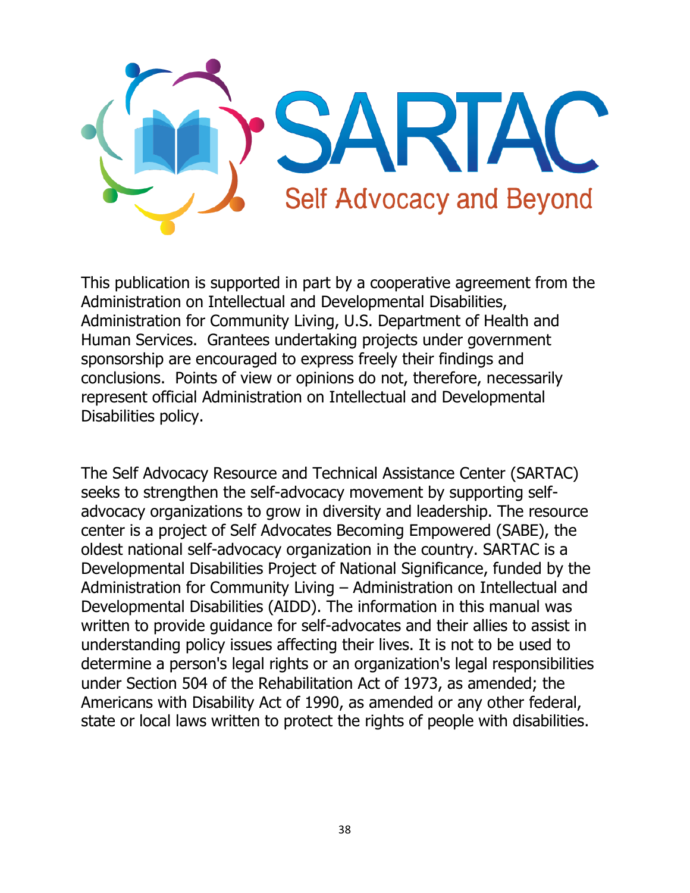SARTAC

Self Advocacy and Beyond

This publication is supported in part by a cooperative agreement from the Administration on Intellectual and Developmental Disabilities, Administration for Community Living, U.S. Department of Health and Human Services. Grantees undertaking projects under government sponsorship are encouraged to express freely their findings and conclusions. Points of view or opinions do not, therefore, necessarily represent official Administration on Intellectual and Developmental Disabilities policy.

The Self Advocacy Resource and Technical Assistance Center (SARTAC) seeks to strengthen the self-advocacy movement by supporting self-advocacy organizations to grow in diversity and leadership. The resource center is a project of Self Advocates Becoming Empowered (SABE), the oldest national self-advocacy organization in the country. SARTAC is a Developmental Disabilities Project of National Significance, funded by the Administration for Community Living – Administration on Intellectual and Developmental Disabilities (AIDD). The information in this manual was written to provide guidance for self-advocates and their allies to assist in understanding policy issues affecting their lives. It is not to be used to determine a person's legal rights or an organization's legal responsibilities under Section 504 of the Rehabilitation Act of 1973, as amended; the Americans with Disability Act of 1990, as amended or any other federal, state or local laws written to protect the rights of people with disabilities.